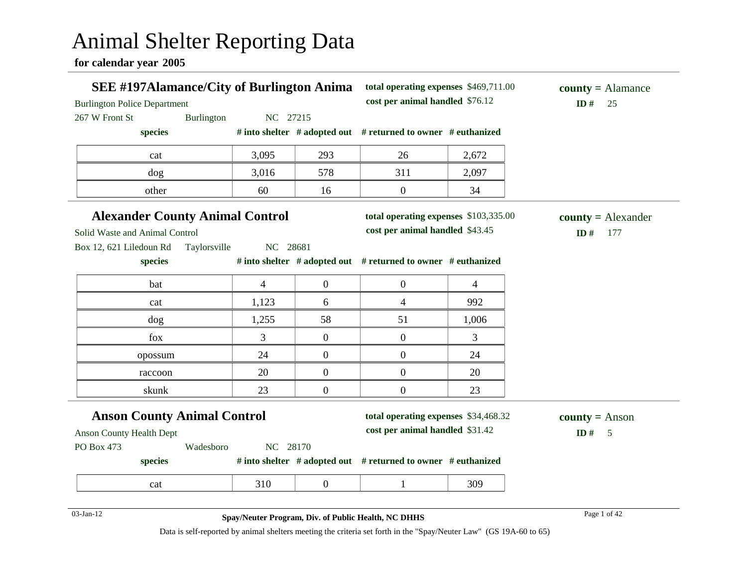# Animal Shelter Reporting Data

**for calendar year 2005**

## SEE #197Alamance/City of Burlington Anima

Burlington Police Department
267 W Front St Burlington NC 27215

**total operating expenses** $469,711.00
**cost per animal handled** $76.12

**county =** Alamance
**ID #** 25

| species | # into shelter | # adopted out | # returned to owner | # euthanized |
|---|---|---|---|---|
| cat | 3,095 | 293 | 26 | 2,672 |
| dog | 3,016 | 578 | 311 | 2,097 |
| other | 60 | 16 | 0 | 34 |

## Alexander County Animal Control

Solid Waste and Animal Control
Box 12, 621 Liledoun Rd Taylorsville NC 28681

**total operating expenses** $103,335.00
**cost per animal handled** $43.45

**county =** Alexander
**ID #** 177

| species | # into shelter | # adopted out | # returned to owner | # euthanized |
|---|---|---|---|---|
| bat | 4 | 0 | 0 | 4 |
| cat | 1,123 | 6 | 4 | 992 |
| dog | 1,255 | 58 | 51 | 1,006 |
| fox | 3 | 0 | 0 | 3 |
| opossum | 24 | 0 | 0 | 24 |
| raccoon | 20 | 0 | 0 | 20 |
| skunk | 23 | 0 | 0 | 23 |

## Anson County Animal Control

Anson County Health Dept
PO Box 473 Wadesboro NC 28170

**total operating expenses** $34,468.32
**cost per animal handled** $31.42

**county =** Anson
**ID #** 5

| species | # into shelter | # adopted out | # returned to owner | # euthanized |
|---|---|---|---|---|
| cat | 310 | 0 | 1 | 309 |

03-Jan-12

**Spay/Neuter Program, Div. of Public Health, NC DHHS**

Data is self-reported by animal shelters meeting the criteria set forth in the "Spay/Neuter Law" (GS 19A-60 to 65)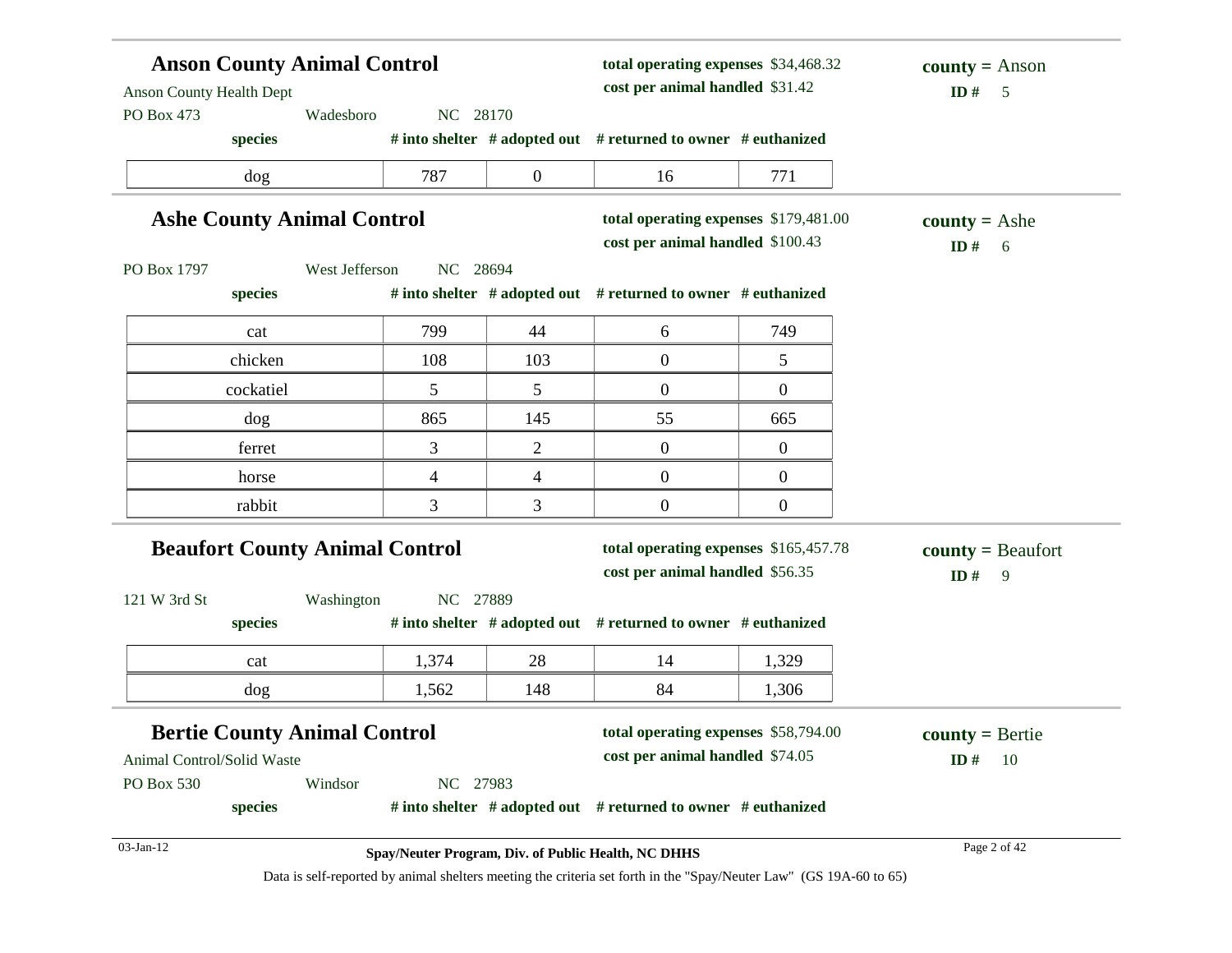## Anson County Animal Control

Anson County Health Dept
PO Box 473 Wadesboro NC 28170

**total operating expenses** $34,468.32
**cost per animal handled** $31.42

**county =** Anson
**ID #** 5

| species | # into shelter | # adopted out | # returned to owner | # euthanized |
|---|---|---|---|---|
| dog | 787 | 0 | 16 | 771 |

## Ashe County Animal Control

PO Box 1797 West Jefferson NC 28694

**total operating expenses** $179,481.00
**cost per animal handled** $100.43

**county =** Ashe
**ID #** 6

| species | # into shelter | # adopted out | # returned to owner | # euthanized |
|---|---|---|---|---|
| cat | 799 | 44 | 6 | 749 |
| chicken | 108 | 103 | 0 | 5 |
| cockatiel | 5 | 5 | 0 | 0 |
| dog | 865 | 145 | 55 | 665 |
| ferret | 3 | 2 | 0 | 0 |
| horse | 4 | 4 | 0 | 0 |
| rabbit | 3 | 3 | 0 | 0 |

## Beaufort County Animal Control

121 W 3rd St Washington NC 27889

**total operating expenses** $165,457.78
**cost per animal handled** $56.35

**county =** Beaufort
**ID #** 9

| species | # into shelter | # adopted out | # returned to owner | # euthanized |
|---|---|---|---|---|
| cat | 1,374 | 28 | 14 | 1,329 |
| dog | 1,562 | 148 | 84 | 1,306 |

## Bertie County Animal Control

Animal Control/Solid Waste
PO Box 530 Windsor NC 27983

**total operating expenses** $58,794.00
**cost per animal handled** $74.05

**county =** Bertie
**ID #** 10

| species | # into shelter | # adopted out | # returned to owner | # euthanized |
|---|---|---|---|---|

Data is self-reported by animal shelters meeting the criteria set forth in the "Spay/Neuter Law" (GS 19A-60 to 65)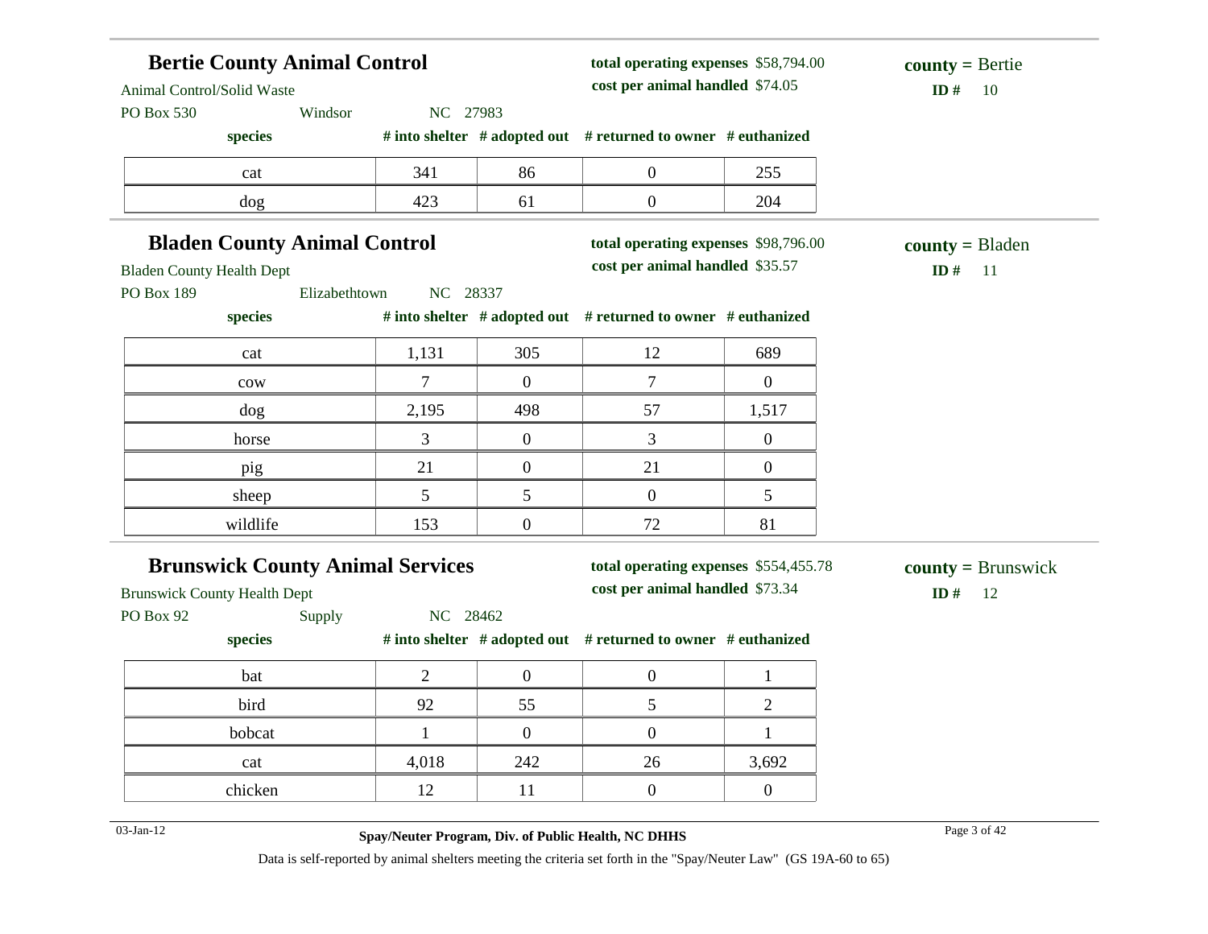## Bertie County Animal Control

Animal Control/Solid Waste
PO Box 530 Windsor NC 27983

**total operating expenses** $58,794.00
**cost per animal handled** $74.05

**county =** Bertie
**ID #** 10

| species | # into shelter | # adopted out | # returned to owner | # euthanized |
|---|---|---|---|---|
| cat | 341 | 86 | 0 | 255 |
| dog | 423 | 61 | 0 | 204 |

## Bladen County Animal Control

Bladen County Health Dept
PO Box 189 Elizabethtown NC 28337

**total operating expenses** $98,796.00
**cost per animal handled** $35.57

**county =** Bladen
**ID #** 11

| species | # into shelter | # adopted out | # returned to owner | # euthanized |
|---|---|---|---|---|
| cat | 1,131 | 305 | 12 | 689 |
| cow | 7 | 0 | 7 | 0 |
| dog | 2,195 | 498 | 57 | 1,517 |
| horse | 3 | 0 | 3 | 0 |
| pig | 21 | 0 | 21 | 0 |
| sheep | 5 | 5 | 0 | 5 |
| wildlife | 153 | 0 | 72 | 81 |

## Brunswick County Animal Services

Brunswick County Health Dept
PO Box 92 Supply NC 28462

**total operating expenses** $554,455.78
**cost per animal handled** $73.34

**county =** Brunswick
**ID #** 12

| species | # into shelter | # adopted out | # returned to owner | # euthanized |
|---|---|---|---|---|
| bat | 2 | 0 | 0 | 1 |
| bird | 92 | 55 | 5 | 2 |
| bobcat | 1 | 0 | 0 | 1 |
| cat | 4,018 | 242 | 26 | 3,692 |
| chicken | 12 | 11 | 0 | 0 |

03-Jan-12

**Spay/Neuter Program, Div. of Public Health, NC DHHS**

Data is self-reported by animal shelters meeting the criteria set forth in the "Spay/Neuter Law" (GS 19A-60 to 65)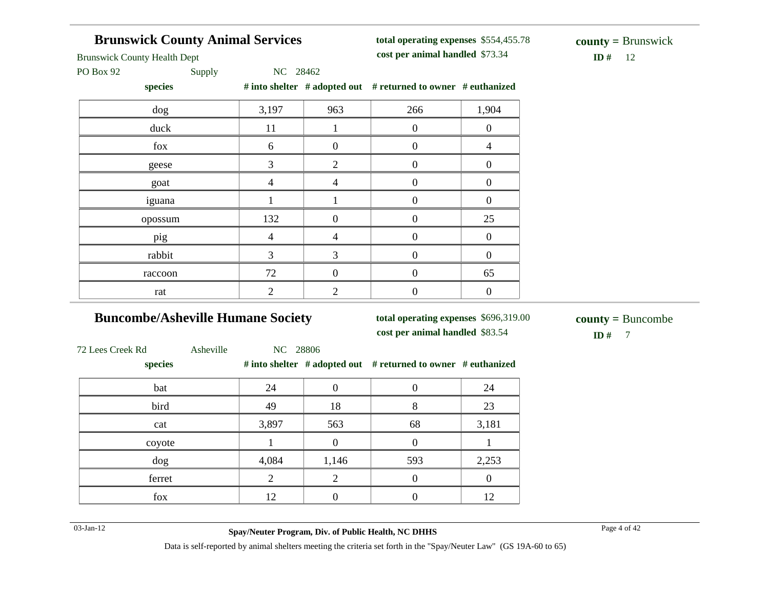## Brunswick County Animal Services

Brunswick County Health Dept
PO Box 92 Supply NC 28462

**total operating expenses** $554,455.78
**cost per animal handled** $73.34

**county =** Brunswick
**ID #** 12

| species | # into shelter | # adopted out | # returned to owner | # euthanized |
|---|---|---|---|---|
| dog | 3,197 | 963 | 266 | 1,904 |
| duck | 11 | 1 | 0 | 0 |
| fox | 6 | 0 | 0 | 4 |
| geese | 3 | 2 | 0 | 0 |
| goat | 4 | 4 | 0 | 0 |
| iguana | 1 | 1 | 0 | 0 |
| opossum | 132 | 0 | 0 | 25 |
| pig | 4 | 4 | 0 | 0 |
| rabbit | 3 | 3 | 0 | 0 |
| raccoon | 72 | 0 | 0 | 65 |
| rat | 2 | 2 | 0 | 0 |

## Buncombe/Asheville Humane Society

72 Lees Creek Rd Asheville NC 28806

**total operating expenses** $696,319.00
**cost per animal handled** $83.54

**county =** Buncombe
**ID #** 7

| species | # into shelter | # adopted out | # returned to owner | # euthanized |
|---|---|---|---|---|
| bat | 24 | 0 | 0 | 24 |
| bird | 49 | 18 | 8 | 23 |
| cat | 3,897 | 563 | 68 | 3,181 |
| coyote | 1 | 0 | 0 | 1 |
| dog | 4,084 | 1,146 | 593 | 2,253 |
| ferret | 2 | 2 | 0 | 0 |
| fox | 12 | 0 | 0 | 12 |

03-Jan-12

**Spay/Neuter Program, Div. of Public Health, NC DHHS**

Data is self-reported by animal shelters meeting the criteria set forth in the "Spay/Neuter Law" (GS 19A-60 to 65)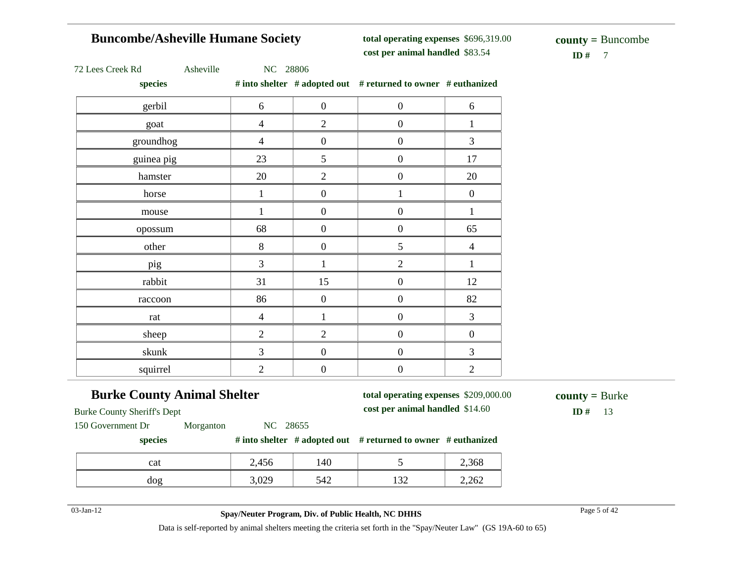## Buncombe/Asheville Humane Society

**total operating expenses** $696,319.00
**cost per animal handled** $83.54

**county =** Buncombe
**ID #** 7

72 Lees Creek Rd Asheville NC 28806

| species | # into shelter | # adopted out | # returned to owner | # euthanized |
|---|---|---|---|---|
| gerbil | 6 | 0 | 0 | 6 |
| goat | 4 | 2 | 0 | 1 |
| groundhog | 4 | 0 | 0 | 3 |
| guinea pig | 23 | 5 | 0 | 17 |
| hamster | 20 | 2 | 0 | 20 |
| horse | 1 | 0 | 1 | 0 |
| mouse | 1 | 0 | 0 | 1 |
| opossum | 68 | 0 | 0 | 65 |
| other | 8 | 0 | 5 | 4 |
| pig | 3 | 1 | 2 | 1 |
| rabbit | 31 | 15 | 0 | 12 |
| raccoon | 86 | 0 | 0 | 82 |
| rat | 4 | 1 | 0 | 3 |
| sheep | 2 | 2 | 0 | 0 |
| skunk | 3 | 0 | 0 | 3 |
| squirrel | 2 | 0 | 0 | 2 |

## Burke County Animal Shelter

**total operating expenses** $209,000.00
**cost per animal handled** $14.60

**county =** Burke
**ID #** 13

Burke County Sheriff's Dept
150 Government Dr Morganton NC 28655

| species | # into shelter | # adopted out | # returned to owner | # euthanized |
|---|---|---|---|---|
| cat | 2,456 | 140 | 5 | 2,368 |
| dog | 3,029 | 542 | 132 | 2,262 |

03-Jan-12

**Spay/Neuter Program, Div. of Public Health, NC DHHS**

Data is self-reported by animal shelters meeting the criteria set forth in the "Spay/Neuter Law" (GS 19A-60 to 65)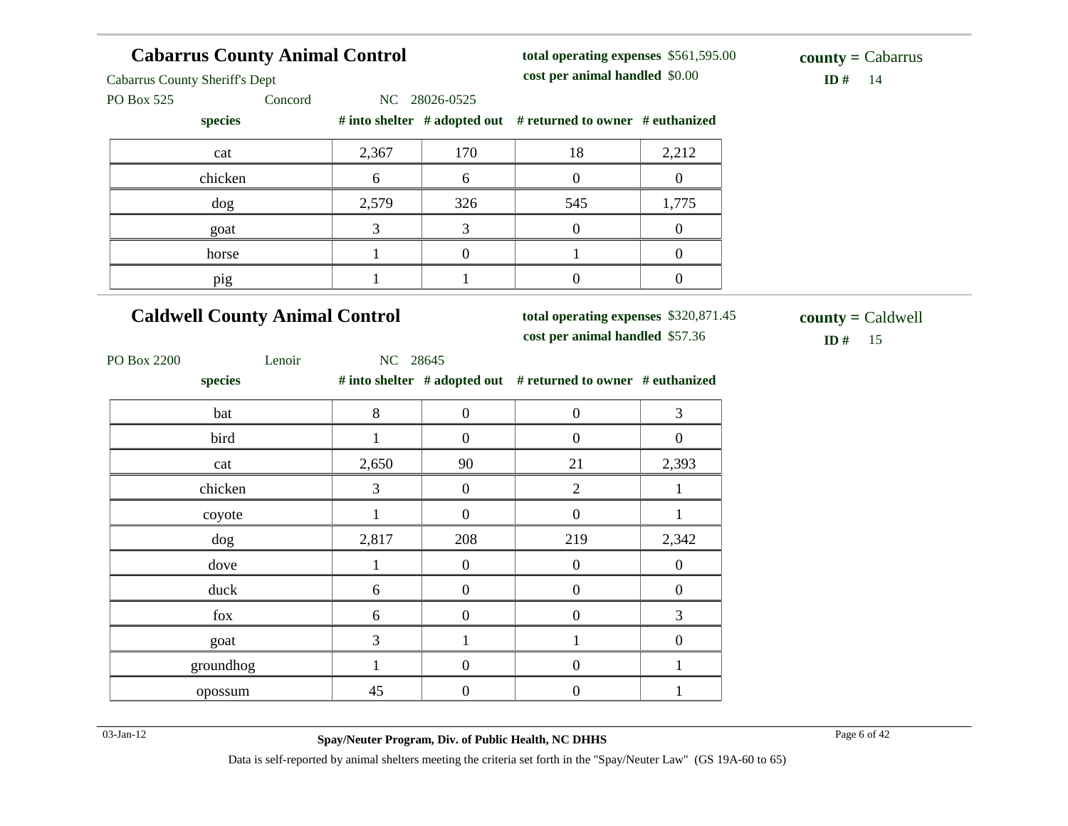## Cabarrus County Animal Control

Cabarrus County Sheriff's Dept

PO Box 525 Concord NC 28026-0525

**total operating expenses** $561,595.00

**cost per animal handled** $0.00

**county =** Cabarrus

**ID #** 14

| species | # into shelter | # adopted out | # returned to owner | # euthanized |
|---|---|---|---|---|
| cat | 2,367 | 170 | 18 | 2,212 |
| chicken | 6 | 6 | 0 | 0 |
| dog | 2,579 | 326 | 545 | 1,775 |
| goat | 3 | 3 | 0 | 0 |
| horse | 1 | 0 | 1 | 0 |
| pig | 1 | 1 | 0 | 0 |

## Caldwell County Animal Control

PO Box 2200 Lenoir NC 28645

**total operating expenses** $320,871.45

**cost per animal handled** $57.36

**county =** Caldwell

**ID #** 15

| species | # into shelter | # adopted out | # returned to owner | # euthanized |
|---|---|---|---|---|
| bat | 8 | 0 | 0 | 3 |
| bird | 1 | 0 | 0 | 0 |
| cat | 2,650 | 90 | 21 | 2,393 |
| chicken | 3 | 0 | 2 | 1 |
| coyote | 1 | 0 | 0 | 1 |
| dog | 2,817 | 208 | 219 | 2,342 |
| dove | 1 | 0 | 0 | 0 |
| duck | 6 | 0 | 0 | 0 |
| fox | 6 | 0 | 0 | 3 |
| goat | 3 | 1 | 1 | 0 |
| groundhog | 1 | 0 | 0 | 1 |
| opossum | 45 | 0 | 0 | 1 |

03-Jan-12

**Spay/Neuter Program, Div. of Public Health, NC DHHS**

Data is self-reported by animal shelters meeting the criteria set forth in the "Spay/Neuter Law" (GS 19A-60 to 65)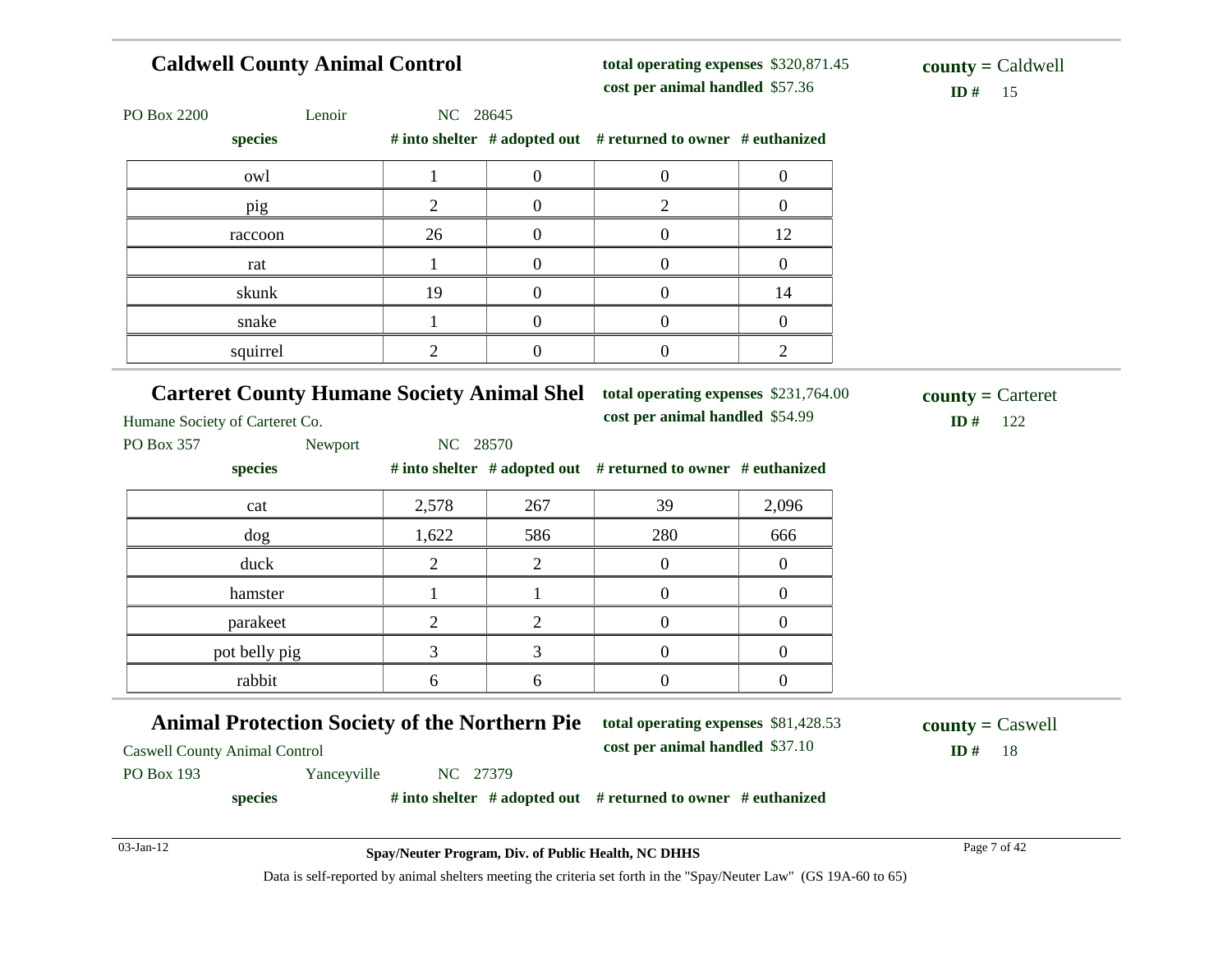## Caldwell County Animal Control

**total operating expenses** $320,871.45
**cost per animal handled** $57.36

**county =** Caldwell
**ID #** 15

PO Box 2200 Lenoir NC 28645

| species | # into shelter | # adopted out | # returned to owner | # euthanized |
|---|---|---|---|---|
| owl | 1 | 0 | 0 | 0 |
| pig | 2 | 0 | 2 | 0 |
| raccoon | 26 | 0 | 0 | 12 |
| rat | 1 | 0 | 0 | 0 |
| skunk | 19 | 0 | 0 | 14 |
| snake | 1 | 0 | 0 | 0 |
| squirrel | 2 | 0 | 0 | 2 |

## Carteret County Humane Society Animal Shel

**total operating expenses** $231,764.00
**cost per animal handled** $54.99

**county =** Carteret
**ID #** 122

Humane Society of Carteret Co.
PO Box 357 Newport NC 28570

| species | # into shelter | # adopted out | # returned to owner | # euthanized |
|---|---|---|---|---|
| cat | 2,578 | 267 | 39 | 2,096 |
| dog | 1,622 | 586 | 280 | 666 |
| duck | 2 | 2 | 0 | 0 |
| hamster | 1 | 1 | 0 | 0 |
| parakeet | 2 | 2 | 0 | 0 |
| pot belly pig | 3 | 3 | 0 | 0 |
| rabbit | 6 | 6 | 0 | 0 |

## Animal Protection Society of the Northern Pie

**total operating expenses** $81,428.53
**cost per animal handled** $37.10

**county =** Caswell
**ID #** 18

Caswell County Animal Control
PO Box 193 Yanceyville NC 27379

| species | # into shelter | # adopted out | # returned to owner | # euthanized |
|---|---|---|---|---|

03-Jan-12

**Spay/Neuter Program, Div. of Public Health, NC DHHS**

Data is self-reported by animal shelters meeting the criteria set forth in the "Spay/Neuter Law" (GS 19A-60 to 65)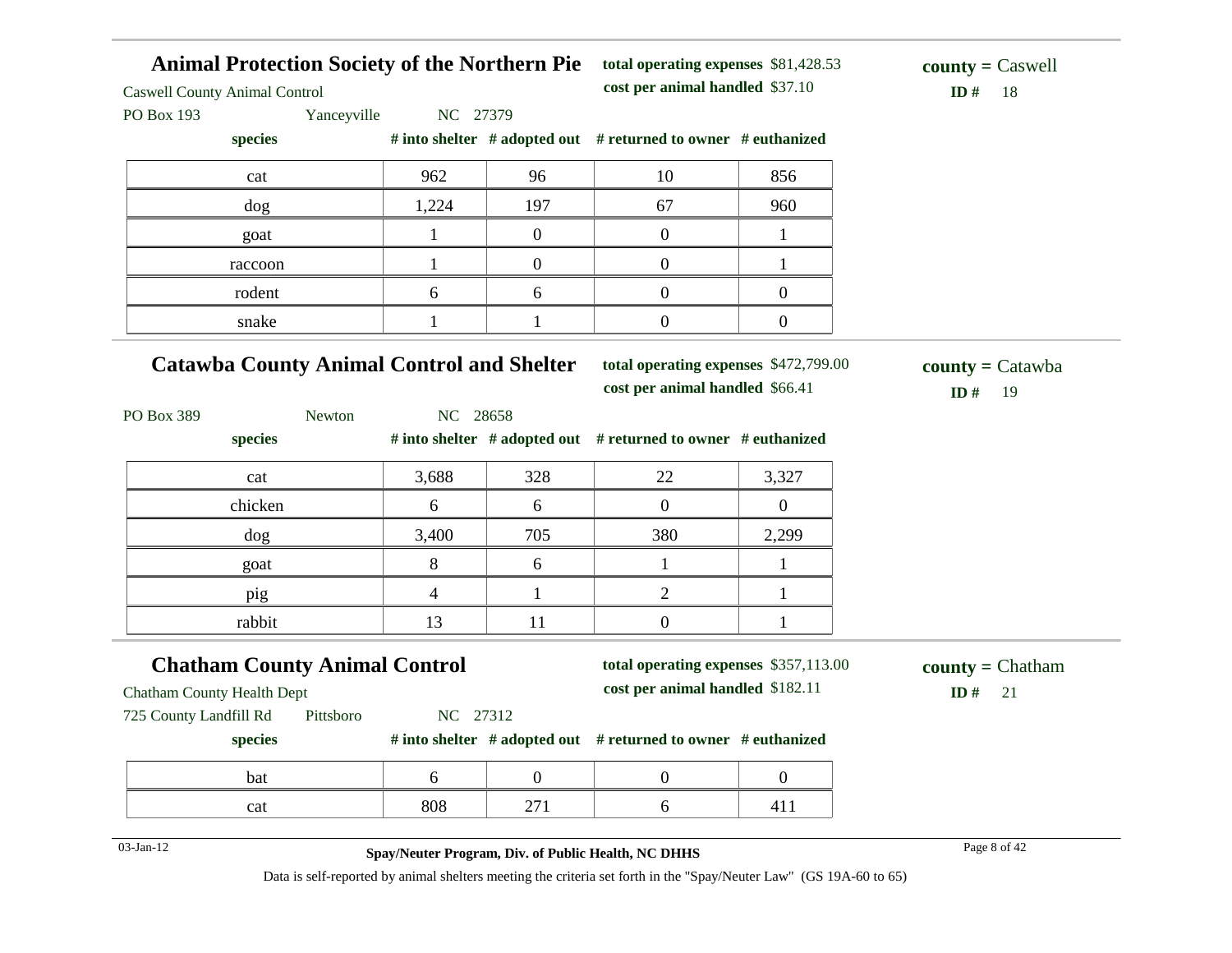## Animal Protection Society of the Northern Pie

Caswell County Animal Control

PO Box 193 Yanceyville NC 27379

**total operating expenses** $81,428.53

**cost per animal handled** $37.10

**county =** Caswell

**ID #** 18

| species | # into shelter | # adopted out | # returned to owner | # euthanized |
|---|---|---|---|---|
| cat | 962 | 96 | 10 | 856 |
| dog | 1,224 | 197 | 67 | 960 |
| goat | 1 | 0 | 0 | 1 |
| raccoon | 1 | 0 | 0 | 1 |
| rodent | 6 | 6 | 0 | 0 |
| snake | 1 | 1 | 0 | 0 |

## Catawba County Animal Control and Shelter

PO Box 389 Newton NC 28658

**total operating expenses** $472,799.00

**cost per animal handled** $66.41

**county =** Catawba

**ID #** 19

| species | # into shelter | # adopted out | # returned to owner | # euthanized |
|---|---|---|---|---|
| cat | 3,688 | 328 | 22 | 3,327 |
| chicken | 6 | 6 | 0 | 0 |
| dog | 3,400 | 705 | 380 | 2,299 |
| goat | 8 | 6 | 1 | 1 |
| pig | 4 | 1 | 2 | 1 |
| rabbit | 13 | 11 | 0 | 1 |

## Chatham County Animal Control

Chatham County Health Dept

725 County Landfill Rd Pittsboro NC 27312

**total operating expenses** $357,113.00

**cost per animal handled** $182.11

**county =** Chatham

**ID #** 21

| species | # into shelter | # adopted out | # returned to owner | # euthanized |
|---|---|---|---|---|
| bat | 6 | 0 | 0 | 0 |
| cat | 808 | 271 | 6 | 411 |

03-Jan-12

**Spay/Neuter Program, Div. of Public Health, NC DHHS**

Data is self-reported by animal shelters meeting the criteria set forth in the "Spay/Neuter Law" (GS 19A-60 to 65)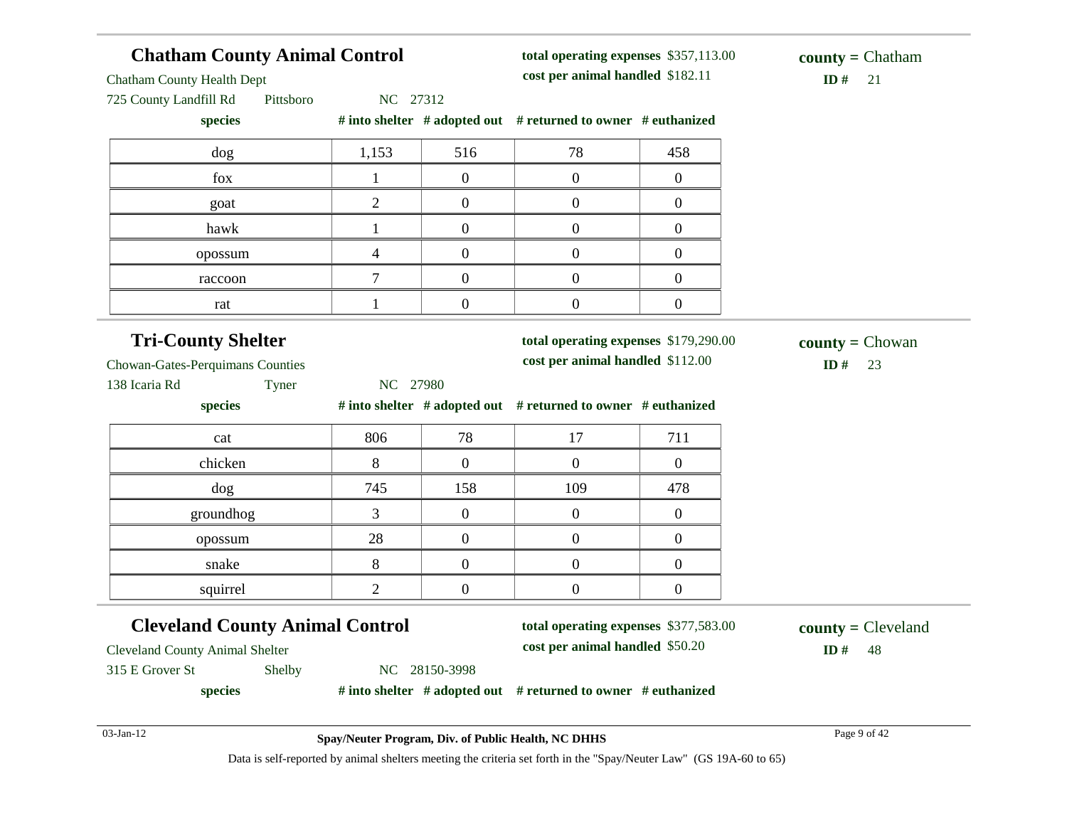## Chatham County Animal Control

Chatham County Health Dept
725 County Landfill Rd Pittsboro NC 27312

**total operating expenses** $357,113.00
**cost per animal handled** $182.11

**county =** Chatham
**ID #** 21

| species | # into shelter | # adopted out | # returned to owner | # euthanized |
|---|---|---|---|---|
| dog | 1,153 | 516 | 78 | 458 |
| fox | 1 | 0 | 0 | 0 |
| goat | 2 | 0 | 0 | 0 |
| hawk | 1 | 0 | 0 | 0 |
| opossum | 4 | 0 | 0 | 0 |
| raccoon | 7 | 0 | 0 | 0 |
| rat | 1 | 0 | 0 | 0 |

## Tri-County Shelter

Chowan-Gates-Perquimans Counties
138 Icaria Rd Tyner NC 27980

**total operating expenses** $179,290.00
**cost per animal handled** $112.00

**county =** Chowan
**ID #** 23

| species | # into shelter | # adopted out | # returned to owner | # euthanized |
|---|---|---|---|---|
| cat | 806 | 78 | 17 | 711 |
| chicken | 8 | 0 | 0 | 0 |
| dog | 745 | 158 | 109 | 478 |
| groundhog | 3 | 0 | 0 | 0 |
| opossum | 28 | 0 | 0 | 0 |
| snake | 8 | 0 | 0 | 0 |
| squirrel | 2 | 0 | 0 | 0 |

## Cleveland County Animal Control

Cleveland County Animal Shelter
315 E Grover St Shelby NC 28150-3998

**total operating expenses** $377,583.00
**cost per animal handled** $50.20

**county =** Cleveland
**ID #** 48

| species | # into shelter | # adopted out | # returned to owner | # euthanized |
|---|---|---|---|---|

Data is self-reported by animal shelters meeting the criteria set forth in the "Spay/Neuter Law" (GS 19A-60 to 65)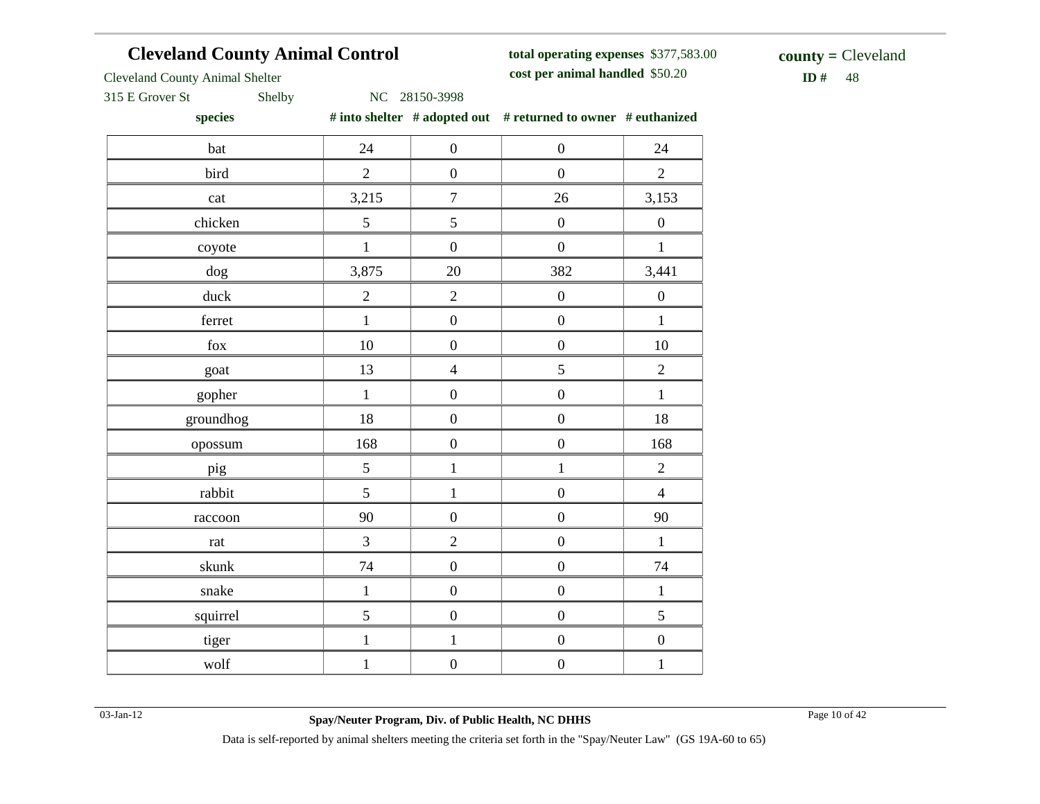## Cleveland County Animal Control

Cleveland County Animal Shelter
315 E Grover St Shelby NC 28150-3998

**total operating expenses** $377,583.00
**cost per animal handled** $50.20

**county =** Cleveland
**ID #** 48

| species | # into shelter | # adopted out | # returned to owner | # euthanized |
|---|---|---|---|---|
| bat | 24 | 0 | 0 | 24 |
| bird | 2 | 0 | 0 | 2 |
| cat | 3,215 | 7 | 26 | 3,153 |
| chicken | 5 | 5 | 0 | 0 |
| coyote | 1 | 0 | 0 | 1 |
| dog | 3,875 | 20 | 382 | 3,441 |
| duck | 2 | 2 | 0 | 0 |
| ferret | 1 | 0 | 0 | 1 |
| fox | 10 | 0 | 0 | 10 |
| goat | 13 | 4 | 5 | 2 |
| gopher | 1 | 0 | 0 | 1 |
| groundhog | 18 | 0 | 0 | 18 |
| opossum | 168 | 0 | 0 | 168 |
| pig | 5 | 1 | 1 | 2 |
| rabbit | 5 | 1 | 0 | 4 |
| raccoon | 90 | 0 | 0 | 90 |
| rat | 3 | 2 | 0 | 1 |
| skunk | 74 | 0 | 0 | 74 |
| snake | 1 | 0 | 0 | 1 |
| squirrel | 5 | 0 | 0 | 5 |
| tiger | 1 | 1 | 0 | 0 |
| wolf | 1 | 0 | 0 | 1 |

03-Jan-12

**Spay/Neuter Program, Div. of Public Health, NC DHHS**

Data is self-reported by animal shelters meeting the criteria set forth in the "Spay/Neuter Law" (GS 19A-60 to 65)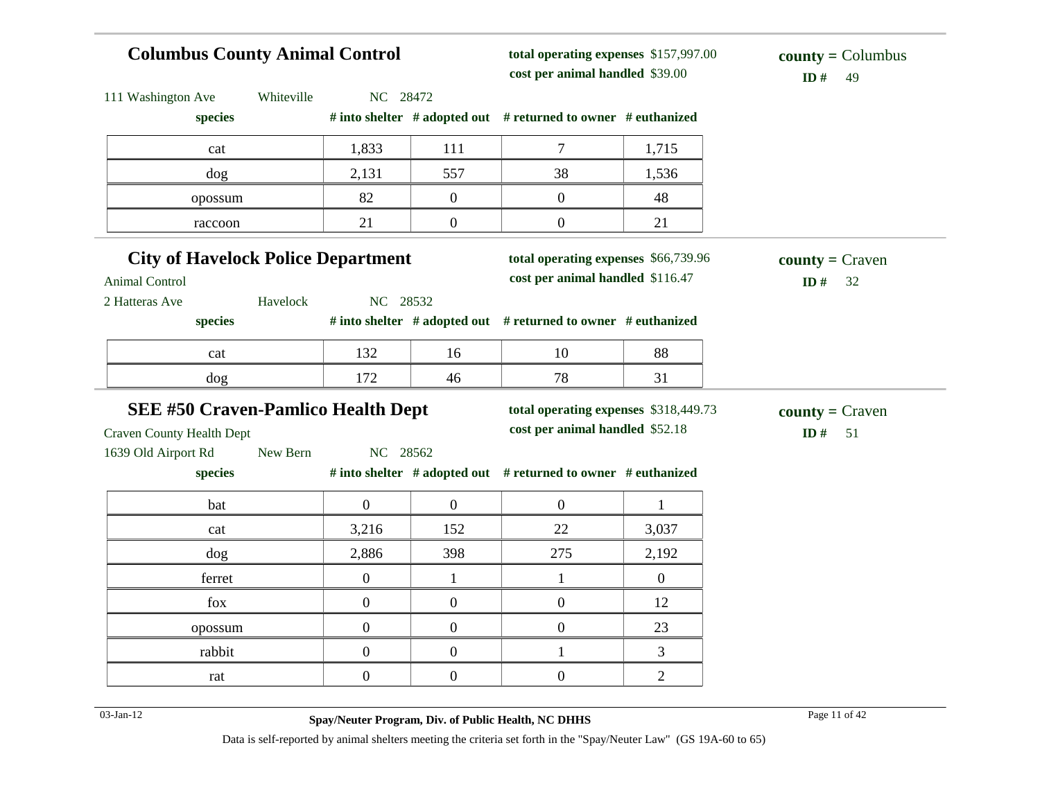## Columbus County Animal Control

**total operating expenses** $157,997.00
**cost per animal handled** $39.00

**county =** Columbus
**ID #** 49

111 Washington Ave  Whiteville  NC 28472

| species | # into shelter | # adopted out | # returned to owner | # euthanized |
|---|---|---|---|---|
| cat | 1,833 | 111 | 7 | 1,715 |
| dog | 2,131 | 557 | 38 | 1,536 |
| opossum | 82 | 0 | 0 | 48 |
| raccoon | 21 | 0 | 0 | 21 |

## City of Havelock Police Department

Animal Control

**total operating expenses** $66,739.96
**cost per animal handled** $116.47

**county =** Craven
**ID #** 32

2 Hatteras Ave  Havelock  NC 28532

| species | # into shelter | # adopted out | # returned to owner | # euthanized |
|---|---|---|---|---|
| cat | 132 | 16 | 10 | 88 |
| dog | 172 | 46 | 78 | 31 |

## SEE #50 Craven-Pamlico Health Dept

Craven County Health Dept

**total operating expenses** $318,449.73
**cost per animal handled** $52.18

**county =** Craven
**ID #** 51

1639 Old Airport Rd  New Bern  NC 28562

| species | # into shelter | # adopted out | # returned to owner | # euthanized |
|---|---|---|---|---|
| bat | 0 | 0 | 0 | 1 |
| cat | 3,216 | 152 | 22 | 3,037 |
| dog | 2,886 | 398 | 275 | 2,192 |
| ferret | 0 | 1 | 1 | 0 |
| fox | 0 | 0 | 0 | 12 |
| opossum | 0 | 0 | 0 | 23 |
| rabbit | 0 | 0 | 1 | 3 |
| rat | 0 | 0 | 0 | 2 |

03-Jan-12  **Spay/Neuter Program, Div. of Public Health, NC DHHS**

Data is self-reported by animal shelters meeting the criteria set forth in the "Spay/Neuter Law" (GS 19A-60 to 65)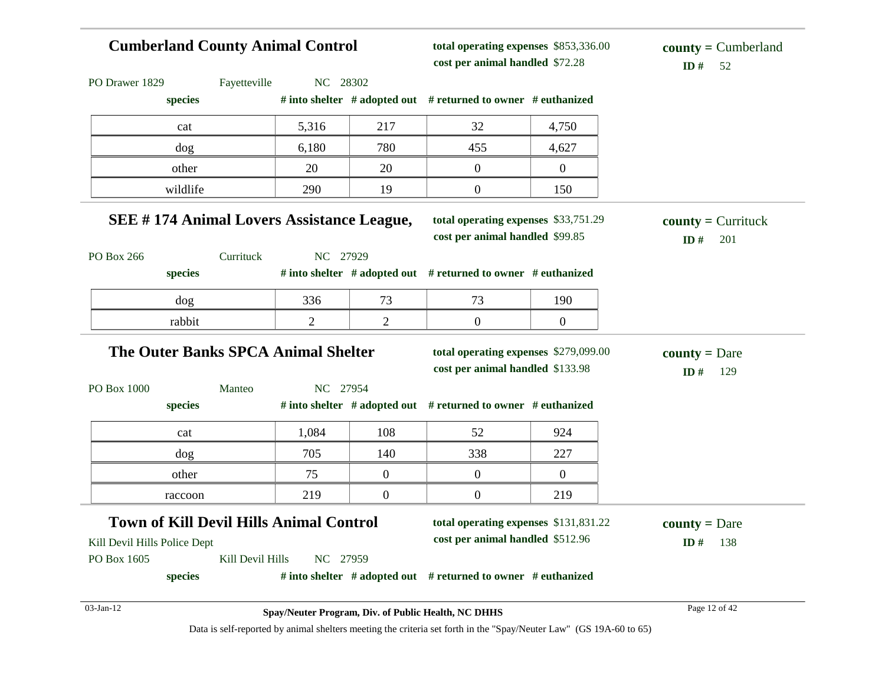## Cumberland County Animal Control

**total operating expenses** $853,336.00
**cost per animal handled** $72.28

**county =** Cumberland
**ID #** 52

PO Drawer 1829 Fayetteville NC 28302

| species | # into shelter | # adopted out | # returned to owner | # euthanized |
|---|---|---|---|---|
| cat | 5,316 | 217 | 32 | 4,750 |
| dog | 6,180 | 780 | 455 | 4,627 |
| other | 20 | 20 | 0 | 0 |
| wildlife | 290 | 19 | 0 | 150 |

## SEE # 174 Animal Lovers Assistance League,

**total operating expenses** $33,751.29
**cost per animal handled** $99.85

**county =** Currituck
**ID #** 201

PO Box 266 Currituck NC 27929

| species | # into shelter | # adopted out | # returned to owner | # euthanized |
|---|---|---|---|---|
| dog | 336 | 73 | 73 | 190 |
| rabbit | 2 | 2 | 0 | 0 |

## The Outer Banks SPCA Animal Shelter

**total operating expenses** $279,099.00
**cost per animal handled** $133.98

**county =** Dare
**ID #** 129

PO Box 1000 Manteo NC 27954

| species | # into shelter | # adopted out | # returned to owner | # euthanized |
|---|---|---|---|---|
| cat | 1,084 | 108 | 52 | 924 |
| dog | 705 | 140 | 338 | 227 |
| other | 75 | 0 | 0 | 0 |
| raccoon | 219 | 0 | 0 | 219 |

## Town of Kill Devil Hills Animal Control

**total operating expenses** $131,831.22
**cost per animal handled** $512.96

**county =** Dare
**ID #** 138

Kill Devil Hills Police Dept
PO Box 1605 Kill Devil Hills NC 27959

| species | # into shelter | # adopted out | # returned to owner | # euthanized |
|---|---|---|---|---|

03-Jan-12

**Spay/Neuter Program, Div. of Public Health, NC DHHS**

Data is self-reported by animal shelters meeting the criteria set forth in the "Spay/Neuter Law" (GS 19A-60 to 65)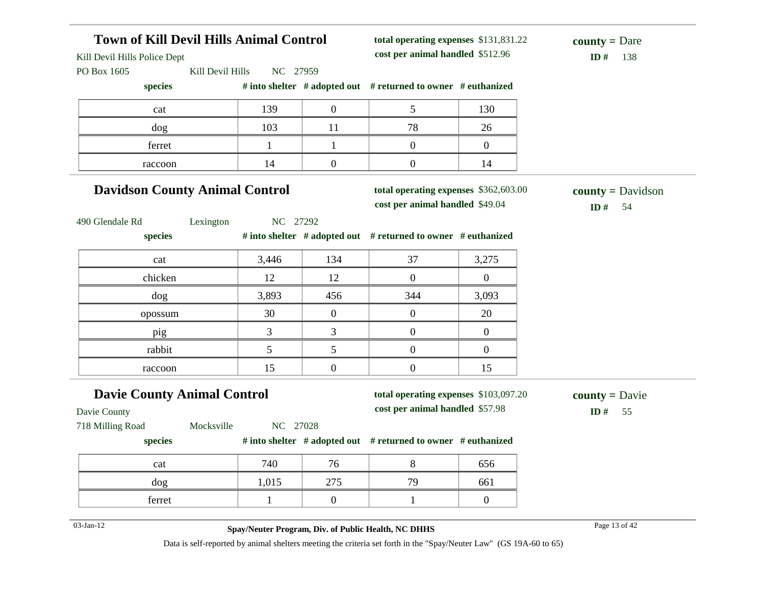## Town of Kill Devil Hills Animal Control

Kill Devil Hills Police Dept
PO Box 1605 Kill Devil Hills NC 27959

**total operating expenses** $131,831.22
**cost per animal handled** $512.96

**county =** Dare
**ID #** 138

| species | # into shelter | # adopted out | # returned to owner | # euthanized |
|---|---|---|---|---|
| cat | 139 | 0 | 5 | 130 |
| dog | 103 | 11 | 78 | 26 |
| ferret | 1 | 1 | 0 | 0 |
| raccoon | 14 | 0 | 0 | 14 |

## Davidson County Animal Control

490 Glendale Rd Lexington NC 27292

**total operating expenses** $362,603.00
**cost per animal handled** $49.04

**county =** Davidson
**ID #** 54

| species | # into shelter | # adopted out | # returned to owner | # euthanized |
|---|---|---|---|---|
| cat | 3,446 | 134 | 37 | 3,275 |
| chicken | 12 | 12 | 0 | 0 |
| dog | 3,893 | 456 | 344 | 3,093 |
| opossum | 30 | 0 | 0 | 20 |
| pig | 3 | 3 | 0 | 0 |
| rabbit | 5 | 5 | 0 | 0 |
| raccoon | 15 | 0 | 0 | 15 |

## Davie County Animal Control

Davie County
718 Milling Road Mocksville NC 27028

**total operating expenses** $103,097.20
**cost per animal handled** $57.98

**county =** Davie
**ID #** 55

| species | # into shelter | # adopted out | # returned to owner | # euthanized |
|---|---|---|---|---|
| cat | 740 | 76 | 8 | 656 |
| dog | 1,015 | 275 | 79 | 661 |
| ferret | 1 | 0 | 1 | 0 |

03-Jan-12

**Spay/Neuter Program, Div. of Public Health, NC DHHS**

Data is self-reported by animal shelters meeting the criteria set forth in the "Spay/Neuter Law" (GS 19A-60 to 65)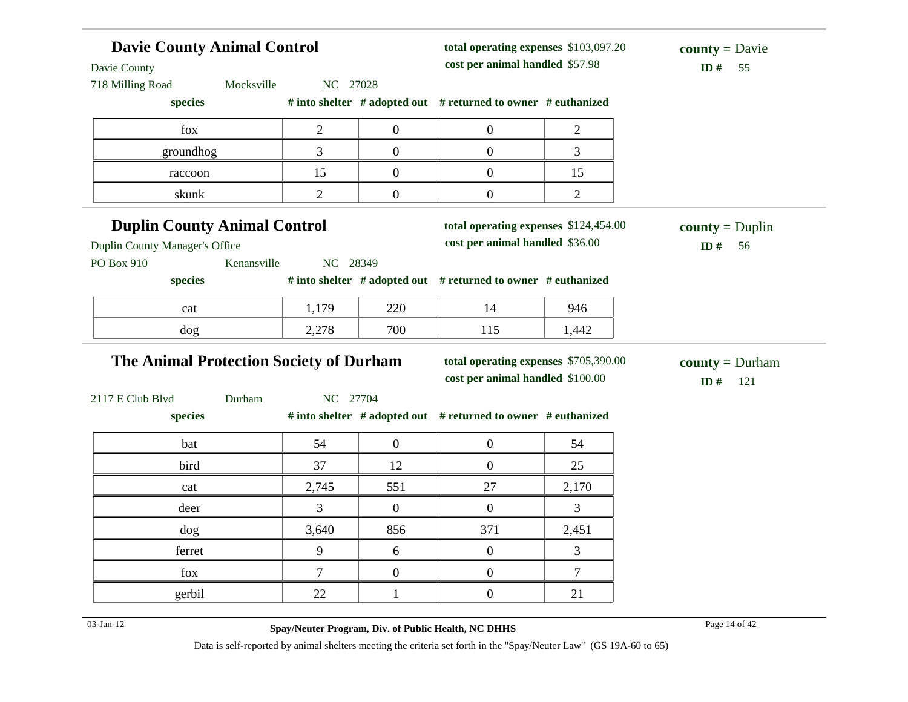## Davie County Animal Control

Davie County
718 Milling Road Mocksville NC 27028

**total operating expenses** $103,097.20
**cost per animal handled** $57.98

**county =** Davie
**ID #** 55

| species | # into shelter | # adopted out | # returned to owner | # euthanized |
|---|---|---|---|---|
| fox | 2 | 0 | 0 | 2 |
| groundhog | 3 | 0 | 0 | 3 |
| raccoon | 15 | 0 | 0 | 15 |
| skunk | 2 | 0 | 0 | 2 |

## Duplin County Animal Control

Duplin County Manager's Office
PO Box 910 Kenansville NC 28349

**total operating expenses** $124,454.00
**cost per animal handled** $36.00

**county =** Duplin
**ID #** 56

| species | # into shelter | # adopted out | # returned to owner | # euthanized |
|---|---|---|---|---|
| cat | 1,179 | 220 | 14 | 946 |
| dog | 2,278 | 700 | 115 | 1,442 |

## The Animal Protection Society of Durham

2117 E Club Blvd Durham NC 27704

**total operating expenses** $705,390.00
**cost per animal handled** $100.00

**county =** Durham
**ID #** 121

| species | # into shelter | # adopted out | # returned to owner | # euthanized |
|---|---|---|---|---|
| bat | 54 | 0 | 0 | 54 |
| bird | 37 | 12 | 0 | 25 |
| cat | 2,745 | 551 | 27 | 2,170 |
| deer | 3 | 0 | 0 | 3 |
| dog | 3,640 | 856 | 371 | 2,451 |
| ferret | 9 | 6 | 0 | 3 |
| fox | 7 | 0 | 0 | 7 |
| gerbil | 22 | 1 | 0 | 21 |

03-Jan-12

**Spay/Neuter Program, Div. of Public Health, NC DHHS**

Data is self-reported by animal shelters meeting the criteria set forth in the "Spay/Neuter Law" (GS 19A-60 to 65)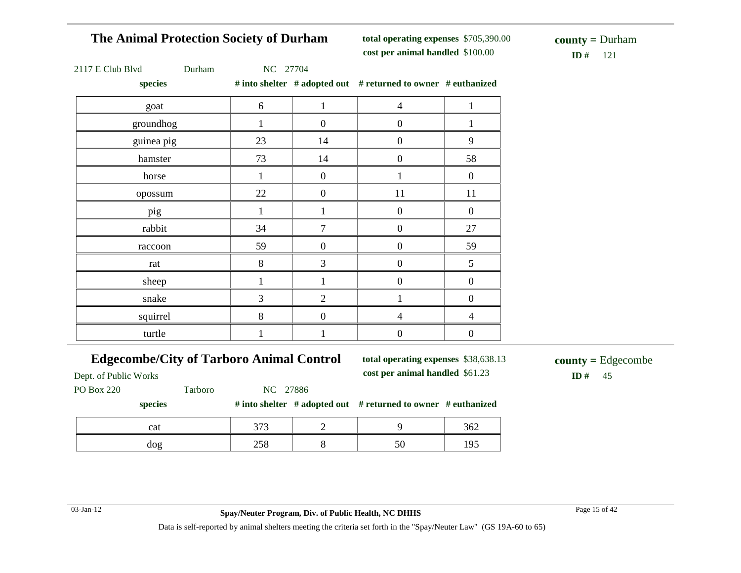## The Animal Protection Society of Durham

**total operating expenses** $705,390.00
**cost per animal handled** $100.00

**county =** Durham
**ID #** 121

2117 E Club Blvd    Durham    NC 27704

| species | # into shelter | # adopted out | # returned to owner | # euthanized |
|---|---|---|---|---|
| goat | 6 | 1 | 4 | 1 |
| groundhog | 1 | 0 | 0 | 1 |
| guinea pig | 23 | 14 | 0 | 9 |
| hamster | 73 | 14 | 0 | 58 |
| horse | 1 | 0 | 1 | 0 |
| opossum | 22 | 0 | 11 | 11 |
| pig | 1 | 1 | 0 | 0 |
| rabbit | 34 | 7 | 0 | 27 |
| raccoon | 59 | 0 | 0 | 59 |
| rat | 8 | 3 | 0 | 5 |
| sheep | 1 | 1 | 0 | 0 |
| snake | 3 | 2 | 1 | 0 |
| squirrel | 8 | 0 | 4 | 4 |
| turtle | 1 | 1 | 0 | 0 |

## Edgecombe/City of Tarboro Animal Control

**total operating expenses** $38,638.13
**cost per animal handled** $61.23

**county =** Edgecombe
**ID #** 45

Dept. of Public Works
PO Box 220    Tarboro    NC 27886

| species | # into shelter | # adopted out | # returned to owner | # euthanized |
|---|---|---|---|---|
| cat | 373 | 2 | 9 | 362 |
| dog | 258 | 8 | 50 | 195 |

03-Jan-12

**Spay/Neuter Program, Div. of Public Health, NC DHHS**

Data is self-reported by animal shelters meeting the criteria set forth in the "Spay/Neuter Law" (GS 19A-60 to 65)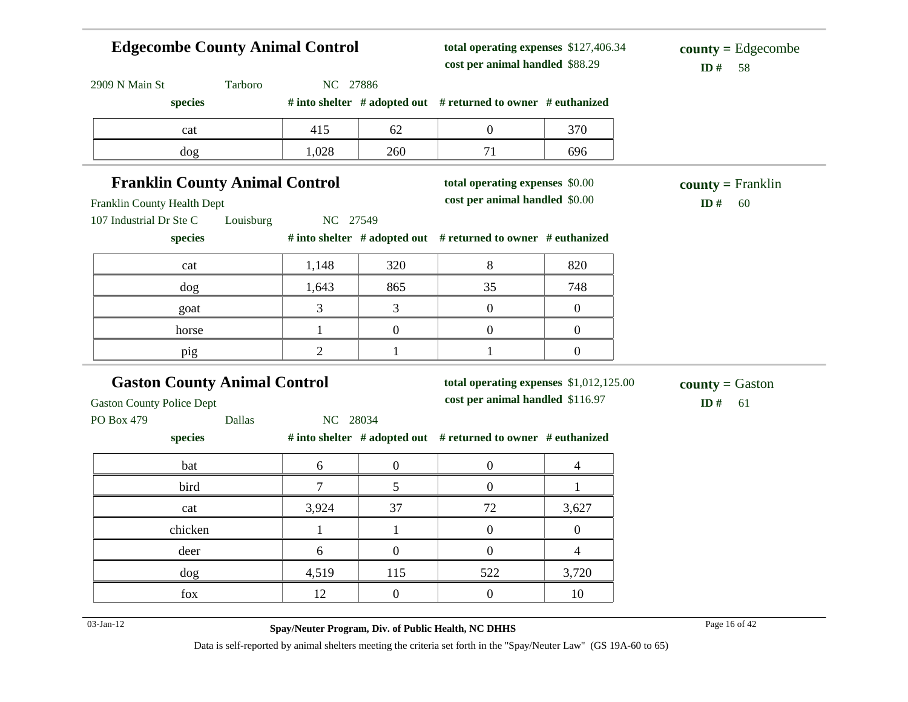## Edgecombe County Animal Control

**total operating expenses** $127,406.34
**cost per animal handled** $88.29

**county =** Edgecombe
**ID #** 58

2909 N Main St Tarboro NC 27886

| species | # into shelter | # adopted out | # returned to owner | # euthanized |
|---|---|---|---|---|
| cat | 415 | 62 | 0 | 370 |
| dog | 1,028 | 260 | 71 | 696 |

## Franklin County Animal Control

**total operating expenses** $0.00
**cost per animal handled** $0.00

**county =** Franklin
**ID #** 60

Franklin County Health Dept
107 Industrial Dr Ste C Louisburg NC 27549

| species | # into shelter | # adopted out | # returned to owner | # euthanized |
|---|---|---|---|---|
| cat | 1,148 | 320 | 8 | 820 |
| dog | 1,643 | 865 | 35 | 748 |
| goat | 3 | 3 | 0 | 0 |
| horse | 1 | 0 | 0 | 0 |
| pig | 2 | 1 | 1 | 0 |

## Gaston County Animal Control

**total operating expenses** $1,012,125.00
**cost per animal handled** $116.97

**county =** Gaston
**ID #** 61

Gaston County Police Dept
PO Box 479 Dallas NC 28034

| species | # into shelter | # adopted out | # returned to owner | # euthanized |
|---|---|---|---|---|
| bat | 6 | 0 | 0 | 4 |
| bird | 7 | 5 | 0 | 1 |
| cat | 3,924 | 37 | 72 | 3,627 |
| chicken | 1 | 1 | 0 | 0 |
| deer | 6 | 0 | 0 | 4 |
| dog | 4,519 | 115 | 522 | 3,720 |
| fox | 12 | 0 | 0 | 10 |

Data is self-reported by animal shelters meeting the criteria set forth in the "Spay/Neuter Law" (GS 19A-60 to 65)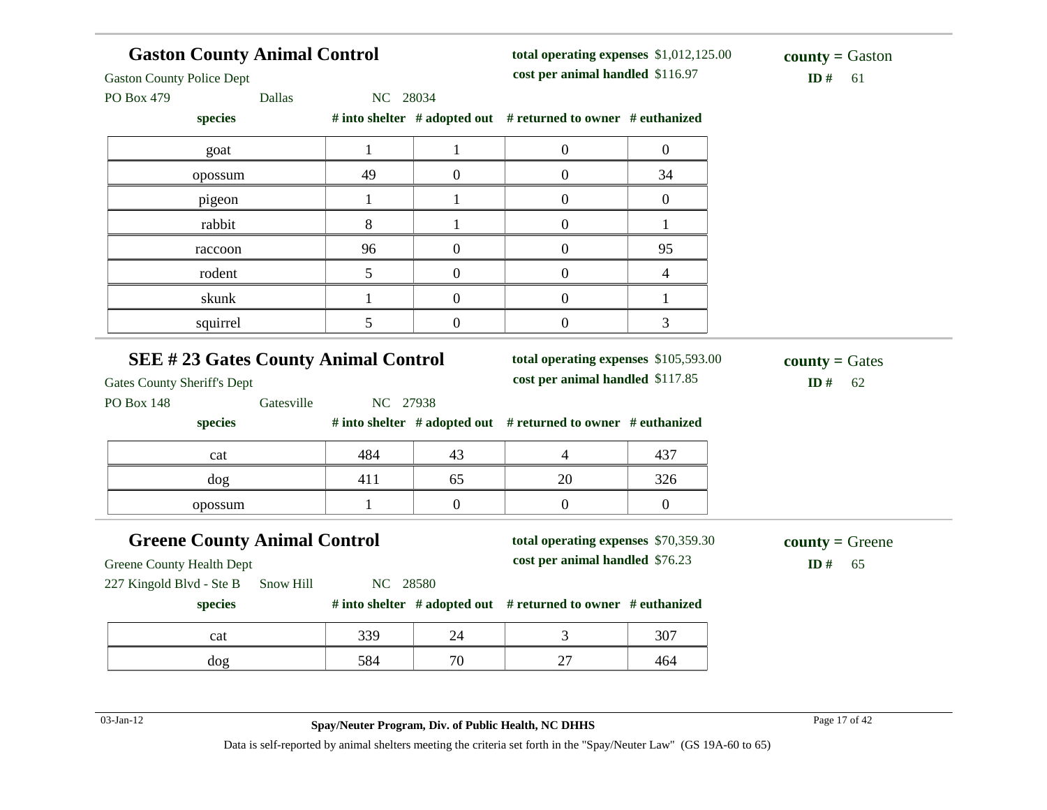## Gaston County Animal Control

Gaston County Police Dept
PO Box 479 Dallas NC 28034

**total operating expenses** $1,012,125.00
**cost per animal handled** $116.97

**county =** Gaston
**ID #** 61

| species | # into shelter | # adopted out | # returned to owner | # euthanized |
|---|---|---|---|---|
| goat | 1 | 1 | 0 | 0 |
| opossum | 49 | 0 | 0 | 34 |
| pigeon | 1 | 1 | 0 | 0 |
| rabbit | 8 | 1 | 0 | 1 |
| raccoon | 96 | 0 | 0 | 95 |
| rodent | 5 | 0 | 0 | 4 |
| skunk | 1 | 0 | 0 | 1 |
| squirrel | 5 | 0 | 0 | 3 |

## SEE # 23 Gates County Animal Control

Gates County Sheriff's Dept
PO Box 148 Gatesville NC 27938

**total operating expenses** $105,593.00
**cost per animal handled** $117.85

**county =** Gates
**ID #** 62

| species | # into shelter | # adopted out | # returned to owner | # euthanized |
|---|---|---|---|---|
| cat | 484 | 43 | 4 | 437 |
| dog | 411 | 65 | 20 | 326 |
| opossum | 1 | 0 | 0 | 0 |

## Greene County Animal Control

Greene County Health Dept
227 Kingold Blvd - Ste B Snow Hill NC 28580

**total operating expenses** $70,359.30
**cost per animal handled** $76.23

**county =** Greene
**ID #** 65

| species | # into shelter | # adopted out | # returned to owner | # euthanized |
|---|---|---|---|---|
| cat | 339 | 24 | 3 | 307 |
| dog | 584 | 70 | 27 | 464 |

03-Jan-12

**Spay/Neuter Program, Div. of Public Health, NC DHHS**

Data is self-reported by animal shelters meeting the criteria set forth in the "Spay/Neuter Law" (GS 19A-60 to 65)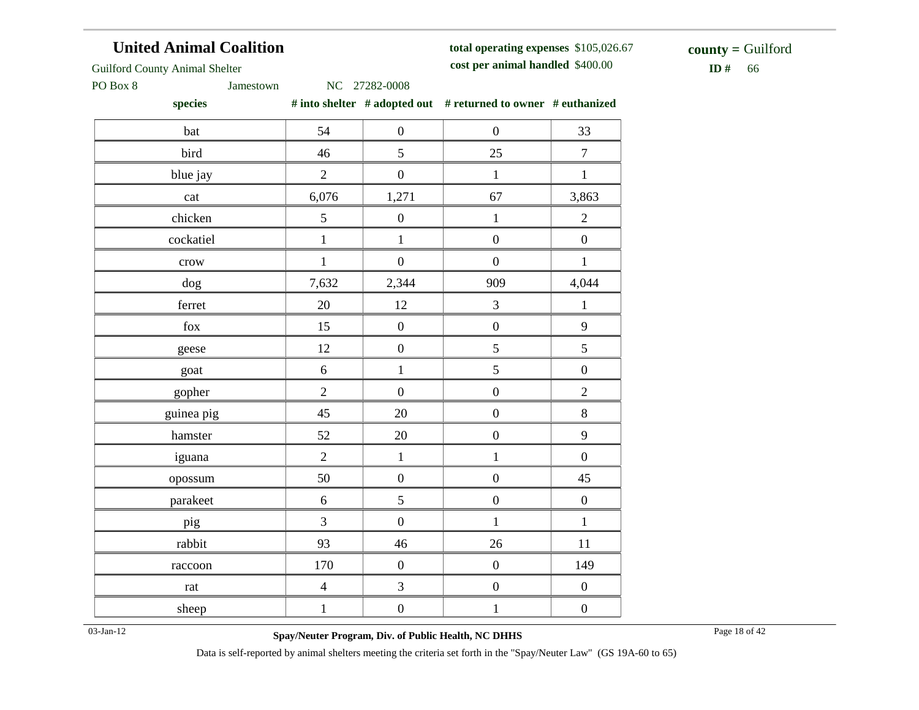**United Animal Coalition**

Guilford County Animal Shelter

PO Box 8 Jamestown NC 27282-0008

**total operating expenses** $105,026.67

**cost per animal handled** $400.00

**county =** Guilford

**ID #** 66

| species | # into shelter | # adopted out | # returned to owner | # euthanized |
|---|---|---|---|---|
| bat | 54 | 0 | 0 | 33 |
| bird | 46 | 5 | 25 | 7 |
| blue jay | 2 | 0 | 1 | 1 |
| cat | 6,076 | 1,271 | 67 | 3,863 |
| chicken | 5 | 0 | 1 | 2 |
| cockatiel | 1 | 1 | 0 | 0 |
| crow | 1 | 0 | 0 | 1 |
| dog | 7,632 | 2,344 | 909 | 4,044 |
| ferret | 20 | 12 | 3 | 1 |
| fox | 15 | 0 | 0 | 9 |
| geese | 12 | 0 | 5 | 5 |
| goat | 6 | 1 | 5 | 0 |
| gopher | 2 | 0 | 0 | 2 |
| guinea pig | 45 | 20 | 0 | 8 |
| hamster | 52 | 20 | 0 | 9 |
| iguana | 2 | 1 | 1 | 0 |
| opossum | 50 | 0 | 0 | 45 |
| parakeet | 6 | 5 | 0 | 0 |
| pig | 3 | 0 | 1 | 1 |
| rabbit | 93 | 46 | 26 | 11 |
| raccoon | 170 | 0 | 0 | 149 |
| rat | 4 | 3 | 0 | 0 |
| sheep | 1 | 0 | 1 | 0 |

03-Jan-12

**Spay/Neuter Program, Div. of Public Health, NC DHHS**

Data is self-reported by animal shelters meeting the criteria set forth in the "Spay/Neuter Law" (GS 19A-60 to 65)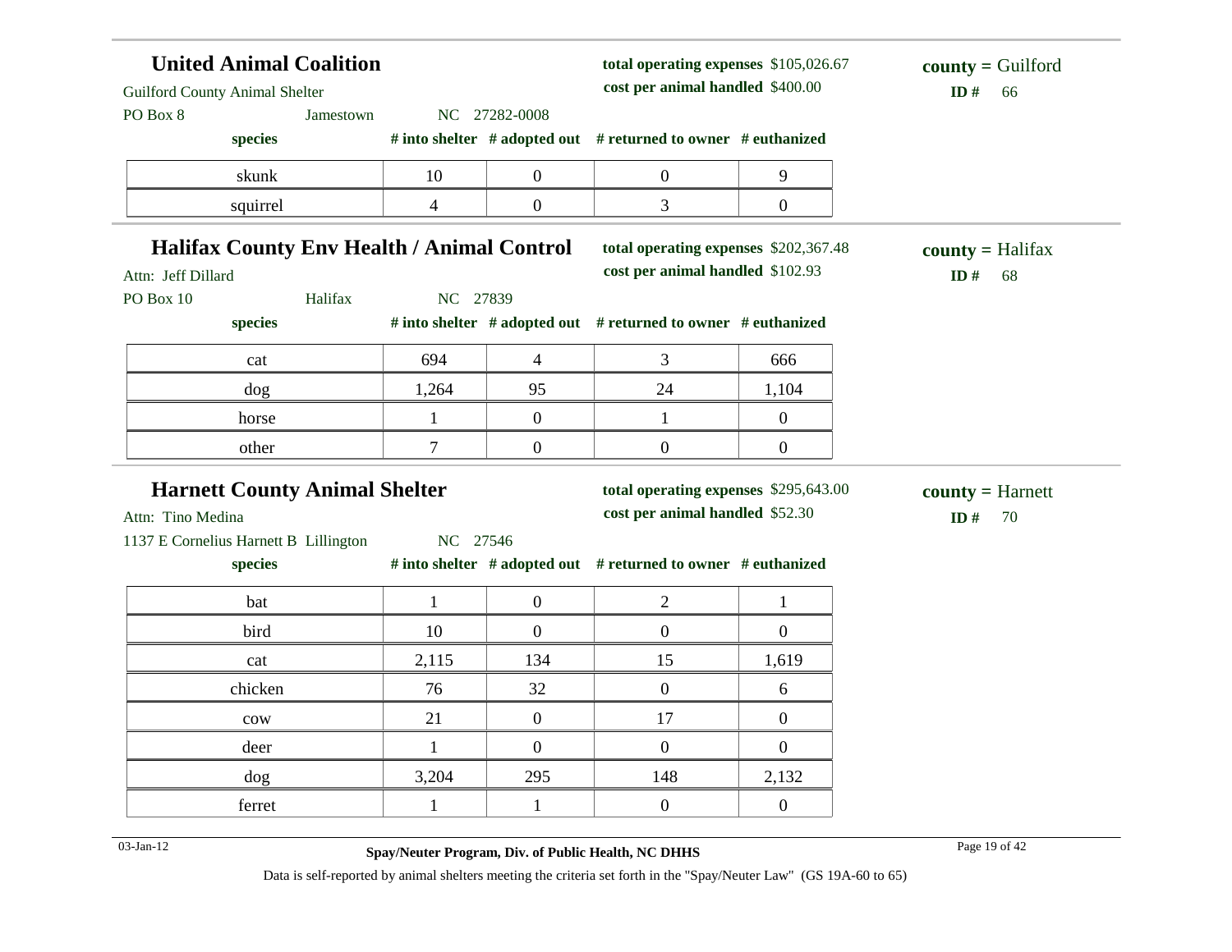## United Animal Coalition

Guilford County Animal Shelter
PO Box 8 Jamestown NC 27282-0008

**total operating expenses** $105,026.67
**cost per animal handled** $400.00

**county =** Guilford
**ID #** 66

| species | # into shelter | # adopted out | # returned to owner | # euthanized |
|---|---|---|---|---|
| skunk | 10 | 0 | 0 | 9 |
| squirrel | 4 | 0 | 3 | 0 |

## Halifax County Env Health / Animal Control

Attn: Jeff Dillard
PO Box 10 Halifax NC 27839

**total operating expenses** $202,367.48
**cost per animal handled** $102.93

**county =** Halifax
**ID #** 68

| species | # into shelter | # adopted out | # returned to owner | # euthanized |
|---|---|---|---|---|
| cat | 694 | 4 | 3 | 666 |
| dog | 1,264 | 95 | 24 | 1,104 |
| horse | 1 | 0 | 1 | 0 |
| other | 7 | 0 | 0 | 0 |

## Harnett County Animal Shelter

Attn: Tino Medina
1137 E Cornelius Harnett B Lillington NC 27546

**total operating expenses** $295,643.00
**cost per animal handled** $52.30

**county =** Harnett
**ID #** 70

| species | # into shelter | # adopted out | # returned to owner | # euthanized |
|---|---|---|---|---|
| bat | 1 | 0 | 2 | 1 |
| bird | 10 | 0 | 0 | 0 |
| cat | 2,115 | 134 | 15 | 1,619 |
| chicken | 76 | 32 | 0 | 6 |
| cow | 21 | 0 | 17 | 0 |
| deer | 1 | 0 | 0 | 0 |
| dog | 3,204 | 295 | 148 | 2,132 |
| ferret | 1 | 1 | 0 | 0 |

**Spay/Neuter Program, Div. of Public Health, NC DHHS**

Data is self-reported by animal shelters meeting the criteria set forth in the "Spay/Neuter Law" (GS 19A-60 to 65)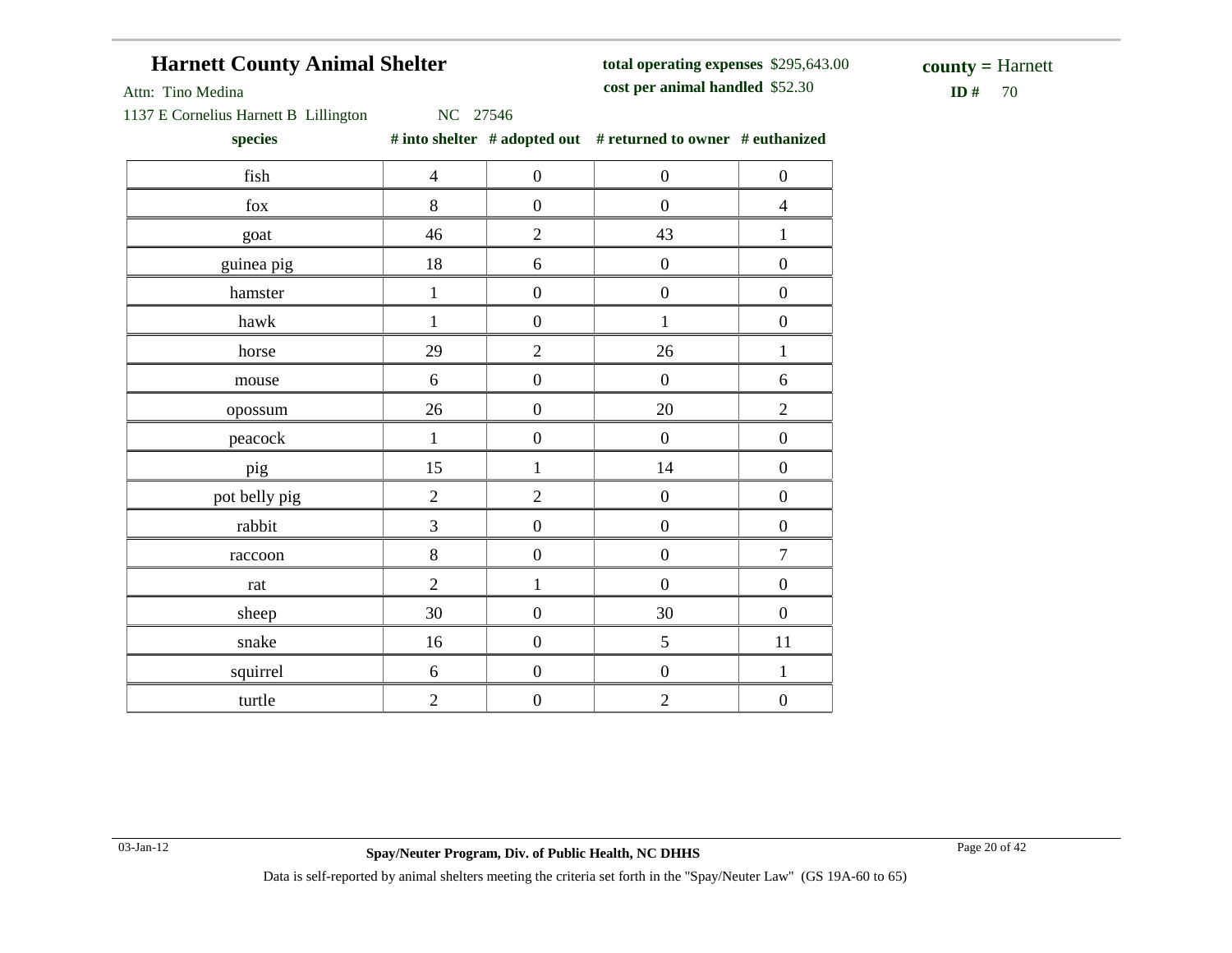## Harnett County Animal Shelter

Attn: Tino Medina

1137 E Cornelius Harnett B Lillington NC 27546

**total operating expenses** $295,643.00

**cost per animal handled** $52.30

**county =** Harnett

**ID #** 70

| species | # into shelter | # adopted out | # returned to owner | # euthanized |
|---|---|---|---|---|
| fish | 4 | 0 | 0 | 0 |
| fox | 8 | 0 | 0 | 4 |
| goat | 46 | 2 | 43 | 1 |
| guinea pig | 18 | 6 | 0 | 0 |
| hamster | 1 | 0 | 0 | 0 |
| hawk | 1 | 0 | 1 | 0 |
| horse | 29 | 2 | 26 | 1 |
| mouse | 6 | 0 | 0 | 6 |
| opossum | 26 | 0 | 20 | 2 |
| peacock | 1 | 0 | 0 | 0 |
| pig | 15 | 1 | 14 | 0 |
| pot belly pig | 2 | 2 | 0 | 0 |
| rabbit | 3 | 0 | 0 | 0 |
| raccoon | 8 | 0 | 0 | 7 |
| rat | 2 | 1 | 0 | 0 |
| sheep | 30 | 0 | 30 | 0 |
| snake | 16 | 0 | 5 | 11 |
| squirrel | 6 | 0 | 0 | 1 |
| turtle | 2 | 0 | 2 | 0 |

Data is self-reported by animal shelters meeting the criteria set forth in the "Spay/Neuter Law" (GS 19A-60 to 65)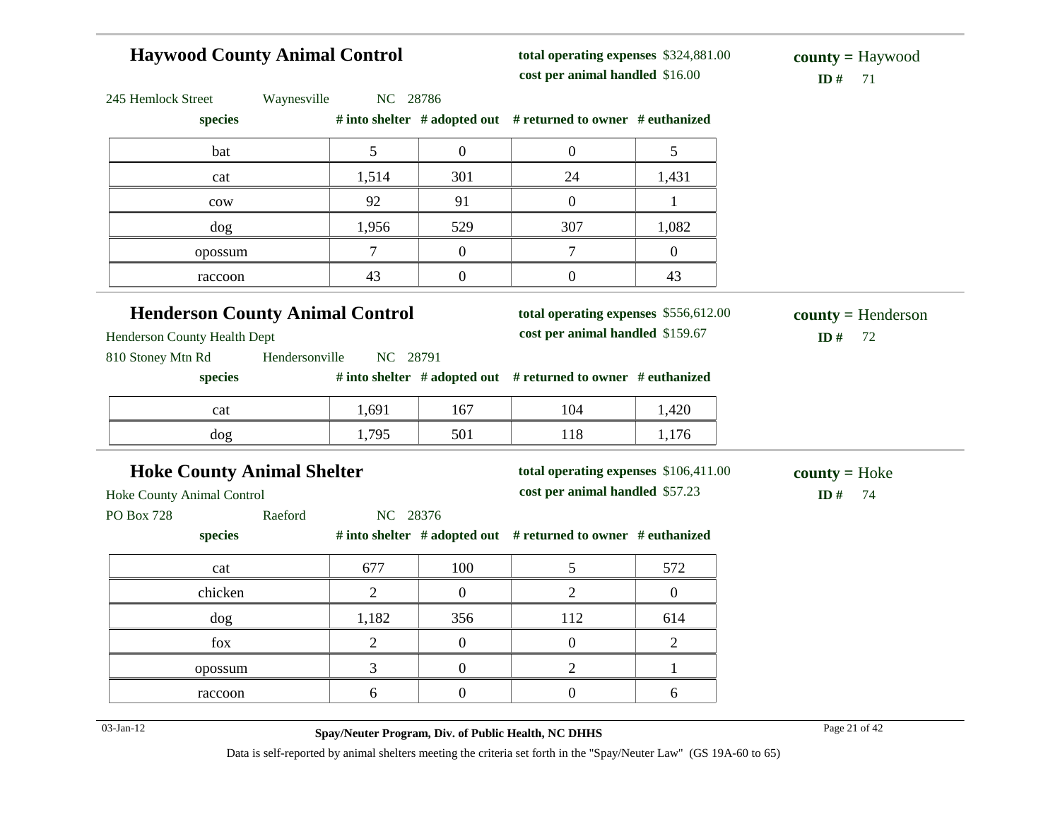## Haywood County Animal Control

**total operating expenses** $324,881.00
**cost per animal handled** $16.00

**county =** Haywood
**ID #** 71

245 Hemlock Street Waynesville NC 28786

| species | # into shelter | # adopted out | # returned to owner | # euthanized |
|---|---|---|---|---|
| bat | 5 | 0 | 0 | 5 |
| cat | 1,514 | 301 | 24 | 1,431 |
| cow | 92 | 91 | 0 | 1 |
| dog | 1,956 | 529 | 307 | 1,082 |
| opossum | 7 | 0 | 7 | 0 |
| raccoon | 43 | 0 | 0 | 43 |

## Henderson County Animal Control

**total operating expenses** $556,612.00
**cost per animal handled** $159.67

**county =** Henderson
**ID #** 72

Henderson County Health Dept
810 Stoney Mtn Rd Hendersonville NC 28791

| species | # into shelter | # adopted out | # returned to owner | # euthanized |
|---|---|---|---|---|
| cat | 1,691 | 167 | 104 | 1,420 |
| dog | 1,795 | 501 | 118 | 1,176 |

## Hoke County Animal Shelter

**total operating expenses** $106,411.00
**cost per animal handled** $57.23

**county =** Hoke
**ID #** 74

Hoke County Animal Control
PO Box 728 Raeford NC 28376

| species | # into shelter | # adopted out | # returned to owner | # euthanized |
|---|---|---|---|---|
| cat | 677 | 100 | 5 | 572 |
| chicken | 2 | 0 | 2 | 0 |
| dog | 1,182 | 356 | 112 | 614 |
| fox | 2 | 0 | 0 | 2 |
| opossum | 3 | 0 | 2 | 1 |
| raccoon | 6 | 0 | 0 | 6 |

03-Jan-12

**Spay/Neuter Program, Div. of Public Health, NC DHHS**

Data is self-reported by animal shelters meeting the criteria set forth in the "Spay/Neuter Law" (GS 19A-60 to 65)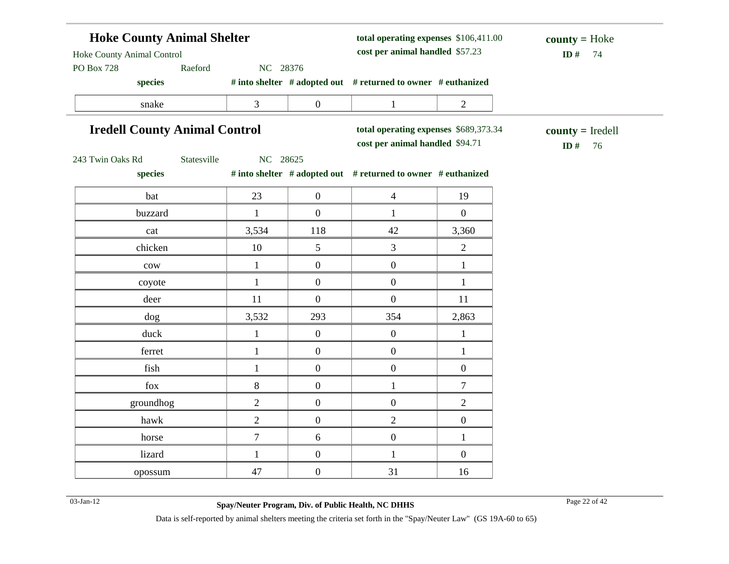## Hoke County Animal Shelter

Hoke County Animal Control
PO Box 728 Raeford NC 28376

**total operating expenses** $106,411.00
**cost per animal handled** $57.23

**county =** Hoke
**ID #** 74

| species | # into shelter | # adopted out | # returned to owner | # euthanized |
|---|---|---|---|---|
| snake | 3 | 0 | 1 | 2 |

## Iredell County Animal Control

243 Twin Oaks Rd Statesville NC 28625

**total operating expenses** $689,373.34
**cost per animal handled** $94.71

**county =** Iredell
**ID #** 76

| species | # into shelter | # adopted out | # returned to owner | # euthanized |
|---|---|---|---|---|
| bat | 23 | 0 | 4 | 19 |
| buzzard | 1 | 0 | 1 | 0 |
| cat | 3,534 | 118 | 42 | 3,360 |
| chicken | 10 | 5 | 3 | 2 |
| cow | 1 | 0 | 0 | 1 |
| coyote | 1 | 0 | 0 | 1 |
| deer | 11 | 0 | 0 | 11 |
| dog | 3,532 | 293 | 354 | 2,863 |
| duck | 1 | 0 | 0 | 1 |
| ferret | 1 | 0 | 0 | 1 |
| fish | 1 | 0 | 0 | 0 |
| fox | 8 | 0 | 1 | 7 |
| groundhog | 2 | 0 | 0 | 2 |
| hawk | 2 | 0 | 2 | 0 |
| horse | 7 | 6 | 0 | 1 |
| lizard | 1 | 0 | 1 | 0 |
| opossum | 47 | 0 | 31 | 16 |

03-Jan-12 **Spay/Neuter Program, Div. of Public Health, NC DHHS**

Data is self-reported by animal shelters meeting the criteria set forth in the "Spay/Neuter Law" (GS 19A-60 to 65)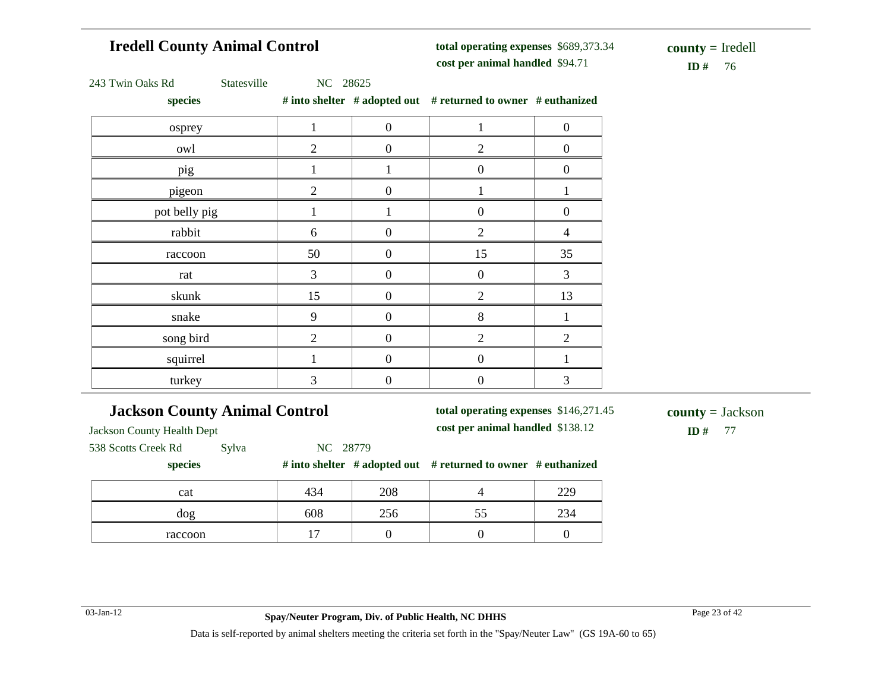## Iredell County Animal Control

**total operating expenses** $689,373.34
**cost per animal handled** $94.71

**county =** Iredell
**ID #** 76

243 Twin Oaks Rd Statesville NC 28625

| species | # into shelter | # adopted out | # returned to owner | # euthanized |
|---|---|---|---|---|
| osprey | 1 | 0 | 1 | 0 |
| owl | 2 | 0 | 2 | 0 |
| pig | 1 | 1 | 0 | 0 |
| pigeon | 2 | 0 | 1 | 1 |
| pot belly pig | 1 | 1 | 0 | 0 |
| rabbit | 6 | 0 | 2 | 4 |
| raccoon | 50 | 0 | 15 | 35 |
| rat | 3 | 0 | 0 | 3 |
| skunk | 15 | 0 | 2 | 13 |
| snake | 9 | 0 | 8 | 1 |
| song bird | 2 | 0 | 2 | 2 |
| squirrel | 1 | 0 | 0 | 1 |
| turkey | 3 | 0 | 0 | 3 |

## Jackson County Animal Control

**total operating expenses** $146,271.45
**cost per animal handled** $138.12

**county =** Jackson
**ID #** 77

Jackson County Health Dept
538 Scotts Creek Rd Sylva NC 28779

| species | # into shelter | # adopted out | # returned to owner | # euthanized |
|---|---|---|---|---|
| cat | 434 | 208 | 4 | 229 |
| dog | 608 | 256 | 55 | 234 |
| raccoon | 17 | 0 | 0 | 0 |

03-Jan-12

**Spay/Neuter Program, Div. of Public Health, NC DHHS**

Data is self-reported by animal shelters meeting the criteria set forth in the "Spay/Neuter Law" (GS 19A-60 to 65)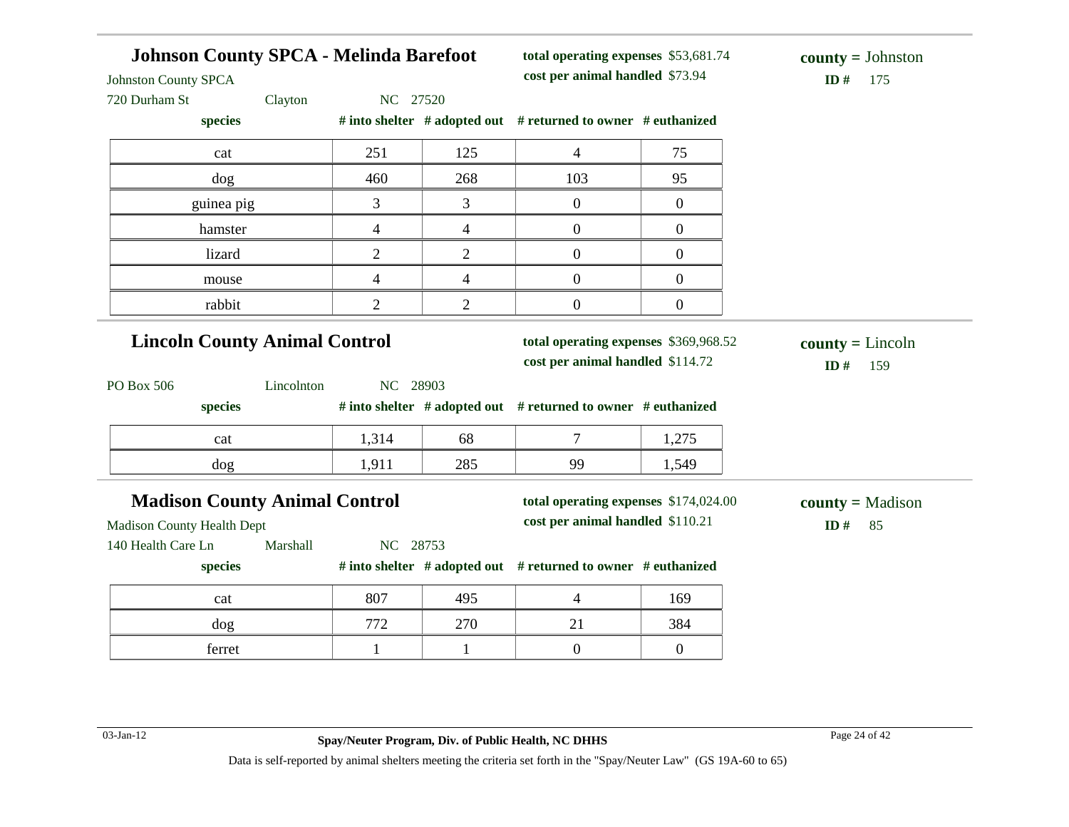## Johnson County SPCA - Melinda Barefoot

Johnston County SPCA
720 Durham St Clayton NC 27520

**total operating expenses** $53,681.74
**cost per animal handled** $73.94

**county =** Johnston
**ID #** 175

| species | # into shelter | # adopted out | # returned to owner | # euthanized |
|---|---|---|---|---|
| cat | 251 | 125 | 4 | 75 |
| dog | 460 | 268 | 103 | 95 |
| guinea pig | 3 | 3 | 0 | 0 |
| hamster | 4 | 4 | 0 | 0 |
| lizard | 2 | 2 | 0 | 0 |
| mouse | 4 | 4 | 0 | 0 |
| rabbit | 2 | 2 | 0 | 0 |

## Lincoln County Animal Control

PO Box 506 Lincolnton NC 28903

**total operating expenses** $369,968.52
**cost per animal handled** $114.72

**county =** Lincoln
**ID #** 159

| species | # into shelter | # adopted out | # returned to owner | # euthanized |
|---|---|---|---|---|
| cat | 1,314 | 68 | 7 | 1,275 |
| dog | 1,911 | 285 | 99 | 1,549 |

## Madison County Animal Control

Madison County Health Dept
140 Health Care Ln Marshall NC 28753

**total operating expenses** $174,024.00
**cost per animal handled** $110.21

**county =** Madison
**ID #** 85

| species | # into shelter | # adopted out | # returned to owner | # euthanized |
|---|---|---|---|---|
| cat | 807 | 495 | 4 | 169 |
| dog | 772 | 270 | 21 | 384 |
| ferret | 1 | 1 | 0 | 0 |

03-Jan-12 **Spay/Neuter Program, Div. of Public Health, NC DHHS**

Data is self-reported by animal shelters meeting the criteria set forth in the "Spay/Neuter Law" (GS 19A-60 to 65)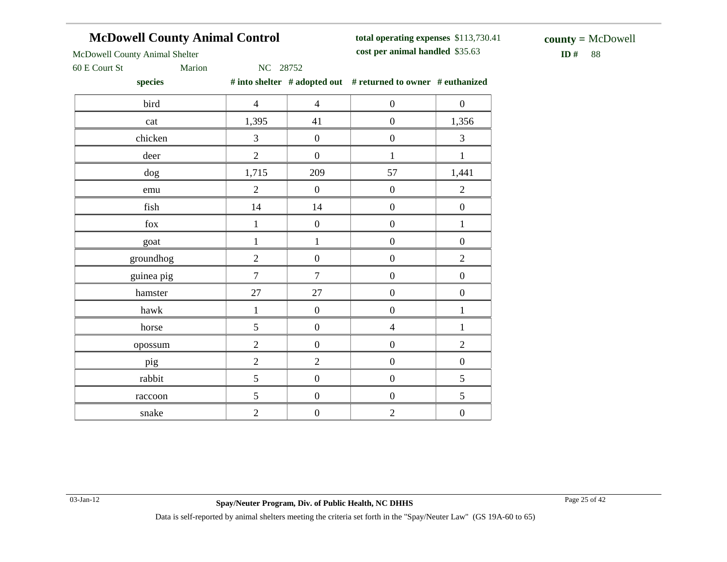# McDowell County Animal Control

McDowell County Animal Shelter
60 E Court St Marion NC 28752

**total operating expenses** $113,730.41
**cost per animal handled** $35.63

**county =** McDowell
**ID #** 88

| species | # into shelter | # adopted out | # returned to owner | # euthanized |
|---|---|---|---|---|
| bird | 4 | 4 | 0 | 0 |
| cat | 1,395 | 41 | 0 | 1,356 |
| chicken | 3 | 0 | 0 | 3 |
| deer | 2 | 0 | 1 | 1 |
| dog | 1,715 | 209 | 57 | 1,441 |
| emu | 2 | 0 | 0 | 2 |
| fish | 14 | 14 | 0 | 0 |
| fox | 1 | 0 | 0 | 1 |
| goat | 1 | 1 | 0 | 0 |
| groundhog | 2 | 0 | 0 | 2 |
| guinea pig | 7 | 7 | 0 | 0 |
| hamster | 27 | 27 | 0 | 0 |
| hawk | 1 | 0 | 0 | 1 |
| horse | 5 | 0 | 4 | 1 |
| opossum | 2 | 0 | 0 | 2 |
| pig | 2 | 2 | 0 | 0 |
| rabbit | 5 | 0 | 0 | 5 |
| raccoon | 5 | 0 | 0 | 5 |
| snake | 2 | 0 | 2 | 0 |

Data is self-reported by animal shelters meeting the criteria set forth in the "Spay/Neuter Law" (GS 19A-60 to 65)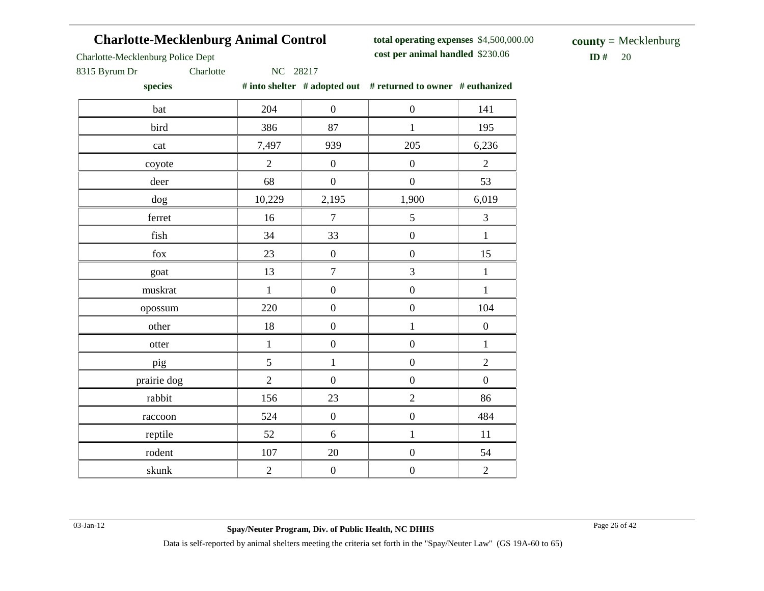## Charlotte-Mecklenburg Animal Control

Charlotte-Mecklenburg Police Dept
8315 Byrum Dr Charlotte NC 28217

**total operating expenses** $4,500,000.00
**cost per animal handled** $230.06

**county =** Mecklenburg
**ID #** 20

| species | # into shelter | # adopted out | # returned to owner | # euthanized |
|---|---|---|---|---|
| bat | 204 | 0 | 0 | 141 |
| bird | 386 | 87 | 1 | 195 |
| cat | 7,497 | 939 | 205 | 6,236 |
| coyote | 2 | 0 | 0 | 2 |
| deer | 68 | 0 | 0 | 53 |
| dog | 10,229 | 2,195 | 1,900 | 6,019 |
| ferret | 16 | 7 | 5 | 3 |
| fish | 34 | 33 | 0 | 1 |
| fox | 23 | 0 | 0 | 15 |
| goat | 13 | 7 | 3 | 1 |
| muskrat | 1 | 0 | 0 | 1 |
| opossum | 220 | 0 | 0 | 104 |
| other | 18 | 0 | 1 | 0 |
| otter | 1 | 0 | 0 | 1 |
| pig | 5 | 1 | 0 | 2 |
| prairie dog | 2 | 0 | 0 | 0 |
| rabbit | 156 | 23 | 2 | 86 |
| raccoon | 524 | 0 | 0 | 484 |
| reptile | 52 | 6 | 1 | 11 |
| rodent | 107 | 20 | 0 | 54 |
| skunk | 2 | 0 | 0 | 2 |

03-Jan-12

**Spay/Neuter Program, Div. of Public Health, NC DHHS**

Data is self-reported by animal shelters meeting the criteria set forth in the "Spay/Neuter Law" (GS 19A-60 to 65)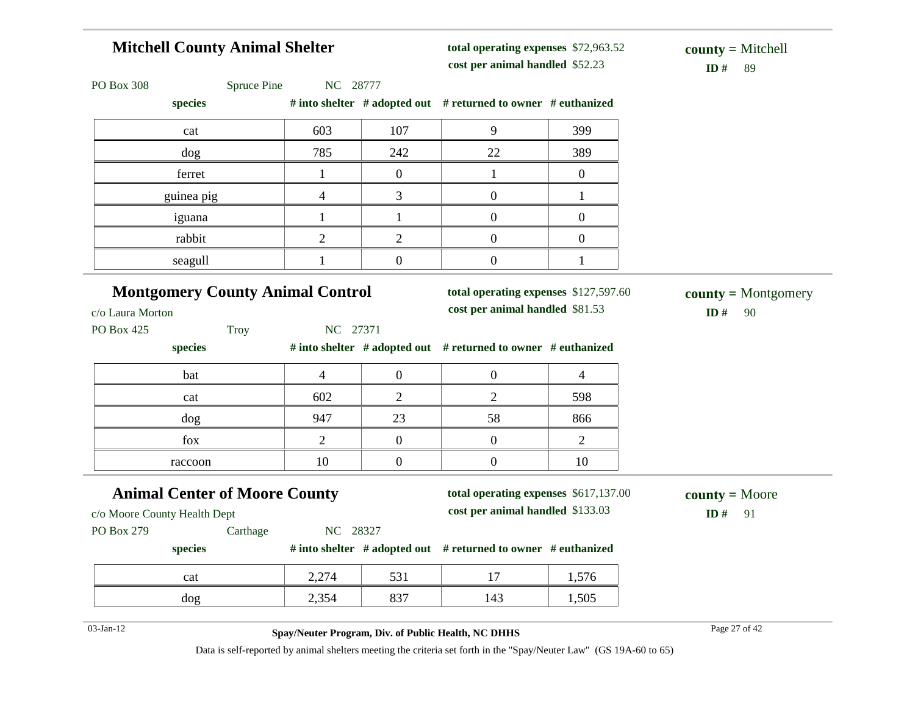## Mitchell County Animal Shelter

**total operating expenses** $72,963.52
**cost per animal handled** $52.23

**county =** Mitchell
**ID #** 89

PO Box 308 Spruce Pine NC 28777

| species | # into shelter | # adopted out | # returned to owner | # euthanized |
|---|---|---|---|---|
| cat | 603 | 107 | 9 | 399 |
| dog | 785 | 242 | 22 | 389 |
| ferret | 1 | 0 | 1 | 0 |
| guinea pig | 4 | 3 | 0 | 1 |
| iguana | 1 | 1 | 0 | 0 |
| rabbit | 2 | 2 | 0 | 0 |
| seagull | 1 | 0 | 0 | 1 |

## Montgomery County Animal Control

**total operating expenses** $127,597.60
**cost per animal handled** $81.53

**county =** Montgomery
**ID #** 90

c/o Laura Morton
PO Box 425 Troy NC 27371

| species | # into shelter | # adopted out | # returned to owner | # euthanized |
|---|---|---|---|---|
| bat | 4 | 0 | 0 | 4 |
| cat | 602 | 2 | 2 | 598 |
| dog | 947 | 23 | 58 | 866 |
| fox | 2 | 0 | 0 | 2 |
| raccoon | 10 | 0 | 0 | 10 |

## Animal Center of Moore County

**total operating expenses** $617,137.00
**cost per animal handled** $133.03

**county =** Moore
**ID #** 91

c/o Moore County Health Dept
PO Box 279 Carthage NC 28327

| species | # into shelter | # adopted out | # returned to owner | # euthanized |
|---|---|---|---|---|
| cat | 2,274 | 531 | 17 | 1,576 |
| dog | 2,354 | 837 | 143 | 1,505 |

03-Jan-12

**Spay/Neuter Program, Div. of Public Health, NC DHHS**

Data is self-reported by animal shelters meeting the criteria set forth in the "Spay/Neuter Law" (GS 19A-60 to 65)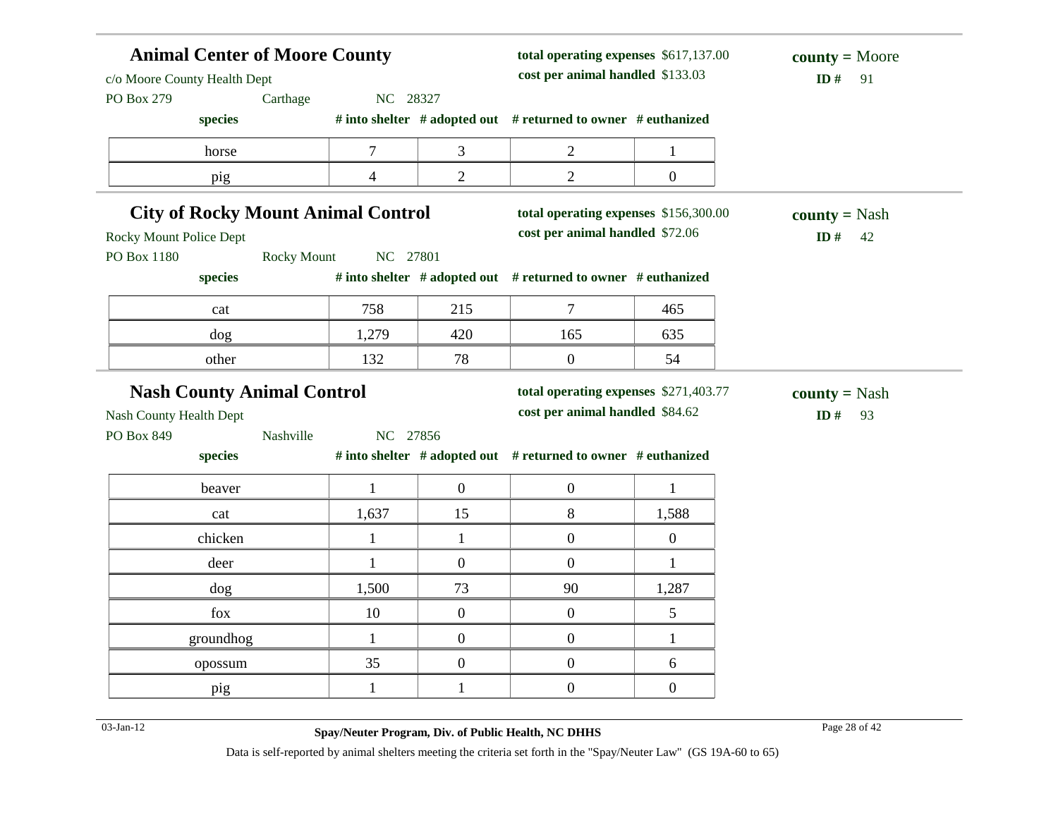## Animal Center of Moore County

c/o Moore County Health Dept
PO Box 279 Carthage NC 28327

**total operating expenses** $617,137.00
**cost per animal handled** $133.03

**county =** Moore
**ID #** 91

| species | # into shelter | # adopted out | # returned to owner | # euthanized |
|---|---|---|---|---|
| horse | 7 | 3 | 2 | 1 |
| pig | 4 | 2 | 2 | 0 |

## City of Rocky Mount Animal Control

Rocky Mount Police Dept
PO Box 1180 Rocky Mount NC 27801

**total operating expenses** $156,300.00
**cost per animal handled** $72.06

**county =** Nash
**ID #** 42

| species | # into shelter | # adopted out | # returned to owner | # euthanized |
|---|---|---|---|---|
| cat | 758 | 215 | 7 | 465 |
| dog | 1,279 | 420 | 165 | 635 |
| other | 132 | 78 | 0 | 54 |

## Nash County Animal Control

Nash County Health Dept
PO Box 849 Nashville NC 27856

**total operating expenses** $271,403.77
**cost per animal handled** $84.62

**county =** Nash
**ID #** 93

| species | # into shelter | # adopted out | # returned to owner | # euthanized |
|---|---|---|---|---|
| beaver | 1 | 0 | 0 | 1 |
| cat | 1,637 | 15 | 8 | 1,588 |
| chicken | 1 | 1 | 0 | 0 |
| deer | 1 | 0 | 0 | 1 |
| dog | 1,500 | 73 | 90 | 1,287 |
| fox | 10 | 0 | 0 | 5 |
| groundhog | 1 | 0 | 0 | 1 |
| opossum | 35 | 0 | 0 | 6 |
| pig | 1 | 1 | 0 | 0 |

Data is self-reported by animal shelters meeting the criteria set forth in the "Spay/Neuter Law" (GS 19A-60 to 65)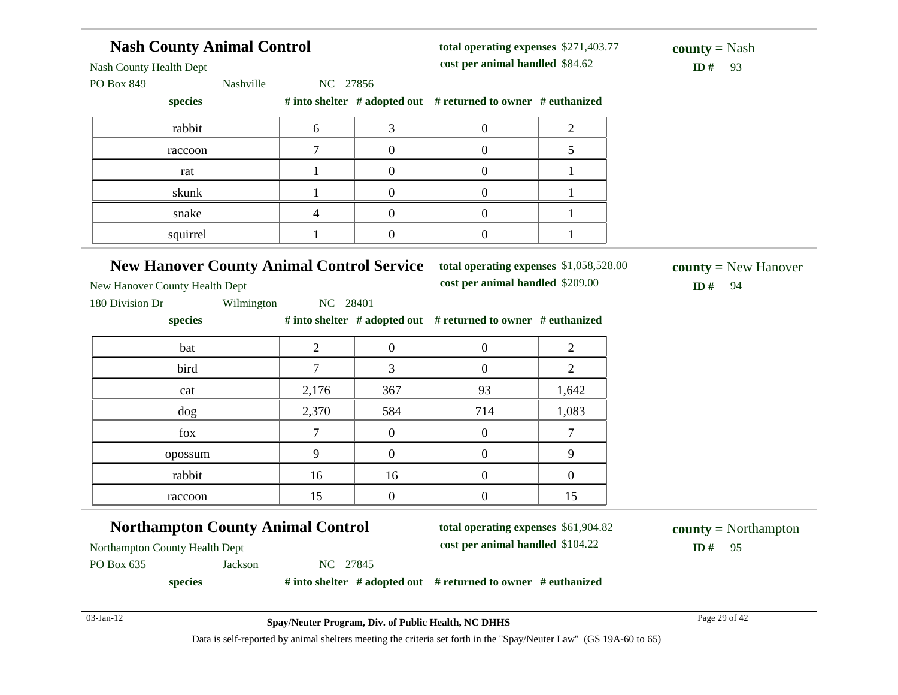## Nash County Animal Control

Nash County Health Dept
PO Box 849 Nashville NC 27856

**total operating expenses** $271,403.77
**cost per animal handled** $84.62

**county =** Nash
**ID #** 93

| species | # into shelter | # adopted out | # returned to owner | # euthanized |
|---|---|---|---|---|
| rabbit | 6 | 3 | 0 | 2 |
| raccoon | 7 | 0 | 0 | 5 |
| rat | 1 | 0 | 0 | 1 |
| skunk | 1 | 0 | 0 | 1 |
| snake | 4 | 0 | 0 | 1 |
| squirrel | 1 | 0 | 0 | 1 |

## New Hanover County Animal Control Service

New Hanover County Health Dept
180 Division Dr Wilmington NC 28401

**total operating expenses** $1,058,528.00
**cost per animal handled** $209.00

**county =** New Hanover
**ID #** 94

| species | # into shelter | # adopted out | # returned to owner | # euthanized |
|---|---|---|---|---|
| bat | 2 | 0 | 0 | 2 |
| bird | 7 | 3 | 0 | 2 |
| cat | 2,176 | 367 | 93 | 1,642 |
| dog | 2,370 | 584 | 714 | 1,083 |
| fox | 7 | 0 | 0 | 7 |
| opossum | 9 | 0 | 0 | 9 |
| rabbit | 16 | 16 | 0 | 0 |
| raccoon | 15 | 0 | 0 | 15 |

## Northampton County Animal Control

Northampton County Health Dept
PO Box 635 Jackson NC 27845

**total operating expenses** $61,904.82
**cost per animal handled** $104.22

**county =** Northampton
**ID #** 95

| species | # into shelter | # adopted out | # returned to owner | # euthanized |
|---|---|---|---|---|

03-Jan-12

**Spay/Neuter Program, Div. of Public Health, NC DHHS**

Data is self-reported by animal shelters meeting the criteria set forth in the "Spay/Neuter Law" (GS 19A-60 to 65)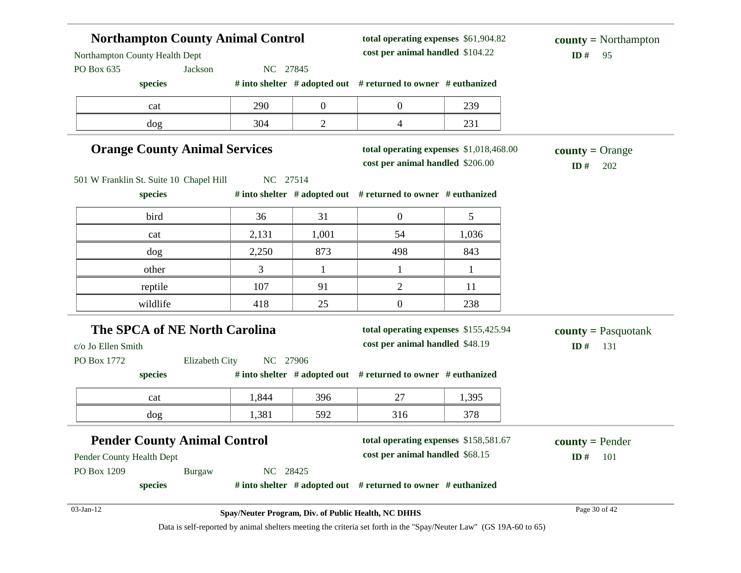## Northampton County Animal Control

Northampton County Health Dept
PO Box 635 Jackson NC 27845

**total operating expenses** $61,904.82
**cost per animal handled** $104.22

**county =** Northampton
**ID #** 95

| species | # into shelter | # adopted out | # returned to owner | # euthanized |
|---|---|---|---|---|
| cat | 290 | 0 | 0 | 239 |
| dog | 304 | 2 | 4 | 231 |

## Orange County Animal Services

501 W Franklin St. Suite 10 Chapel Hill NC 27514

**total operating expenses** $1,018,468.00
**cost per animal handled** $206.00

**county =** Orange
**ID #** 202

| species | # into shelter | # adopted out | # returned to owner | # euthanized |
|---|---|---|---|---|
| bird | 36 | 31 | 0 | 5 |
| cat | 2,131 | 1,001 | 54 | 1,036 |
| dog | 2,250 | 873 | 498 | 843 |
| other | 3 | 1 | 1 | 1 |
| reptile | 107 | 91 | 2 | 11 |
| wildlife | 418 | 25 | 0 | 238 |

## The SPCA of NE North Carolina

c/o Jo Ellen Smith
PO Box 1772 Elizabeth City NC 27906

**total operating expenses** $155,425.94
**cost per animal handled** $48.19

**county =** Pasquotank
**ID #** 131

| species | # into shelter | # adopted out | # returned to owner | # euthanized |
|---|---|---|---|---|
| cat | 1,844 | 396 | 27 | 1,395 |
| dog | 1,381 | 592 | 316 | 378 |

## Pender County Animal Control

Pender County Health Dept
PO Box 1209 Burgaw NC 28425

**total operating expenses** $158,581.67
**cost per animal handled** $68.15

**county =** Pender
**ID #** 101

| species | # into shelter | # adopted out | # returned to owner | # euthanized |
|---|---|---|---|---|

03-Jan-12

**Spay/Neuter Program, Div. of Public Health, NC DHHS**

Data is self-reported by animal shelters meeting the criteria set forth in the "Spay/Neuter Law" (GS 19A-60 to 65)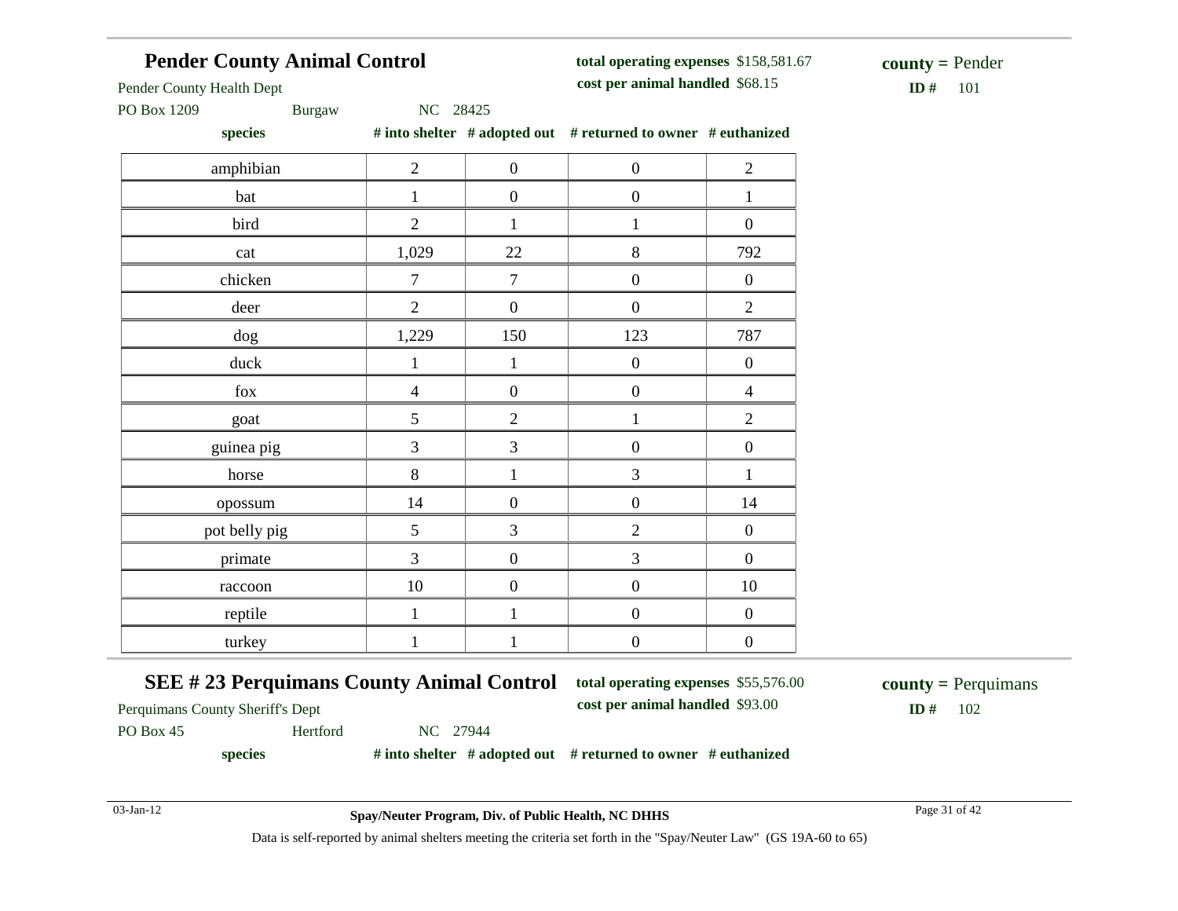## Pender County Animal Control

**total operating expenses** $158,581.67
**cost per animal handled** $68.15

**county =** Pender
**ID #** 101

Pender County Health Dept
PO Box 1209 Burgaw NC 28425

| species | # into shelter | # adopted out | # returned to owner | # euthanized |
|---|---|---|---|---|
| amphibian | 2 | 0 | 0 | 2 |
| bat | 1 | 0 | 0 | 1 |
| bird | 2 | 1 | 1 | 0 |
| cat | 1,029 | 22 | 8 | 792 |
| chicken | 7 | 7 | 0 | 0 |
| deer | 2 | 0 | 0 | 2 |
| dog | 1,229 | 150 | 123 | 787 |
| duck | 1 | 1 | 0 | 0 |
| fox | 4 | 0 | 0 | 4 |
| goat | 5 | 2 | 1 | 2 |
| guinea pig | 3 | 3 | 0 | 0 |
| horse | 8 | 1 | 3 | 1 |
| opossum | 14 | 0 | 0 | 14 |
| pot belly pig | 5 | 3 | 2 | 0 |
| primate | 3 | 0 | 3 | 0 |
| raccoon | 10 | 0 | 0 | 10 |
| reptile | 1 | 1 | 0 | 0 |
| turkey | 1 | 1 | 0 | 0 |

## SEE # 23 Perquimans County Animal Control

**total operating expenses** $55,576.00
**cost per animal handled** $93.00

**county =** Perquimans
**ID #** 102

Perquimans County Sheriff's Dept
PO Box 45 Hertford NC 27944

| species | # into shelter | # adopted out | # returned to owner | # euthanized |
|---|---|---|---|---|

03-Jan-12

**Spay/Neuter Program, Div. of Public Health, NC DHHS**

Data is self-reported by animal shelters meeting the criteria set forth in the "Spay/Neuter Law" (GS 19A-60 to 65)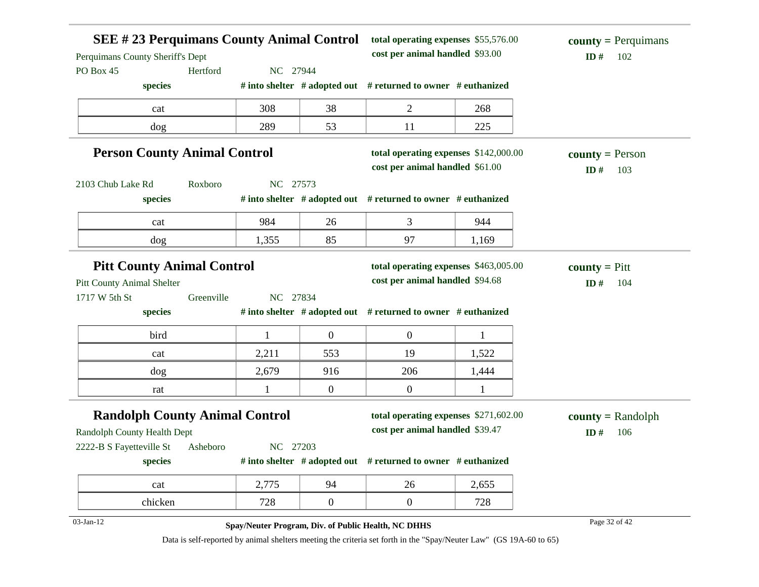## SEE # 23 Perquimans County Animal Control

Perquimans County Sheriff's Dept
PO Box 45 Hertford NC 27944

**total operating expenses** $55,576.00
**cost per animal handled** $93.00

**county =** Perquimans
**ID #** 102

| species | # into shelter | # adopted out | # returned to owner | # euthanized |
|---|---|---|---|---|
| cat | 308 | 38 | 2 | 268 |
| dog | 289 | 53 | 11 | 225 |

## Person County Animal Control

2103 Chub Lake Rd Roxboro NC 27573

**total operating expenses** $142,000.00
**cost per animal handled** $61.00

**county =** Person
**ID #** 103

| species | # into shelter | # adopted out | # returned to owner | # euthanized |
|---|---|---|---|---|
| cat | 984 | 26 | 3 | 944 |
| dog | 1,355 | 85 | 97 | 1,169 |

## Pitt County Animal Control

Pitt County Animal Shelter
1717 W 5th St Greenville NC 27834

**total operating expenses** $463,005.00
**cost per animal handled** $94.68

**county =** Pitt
**ID #** 104

| species | # into shelter | # adopted out | # returned to owner | # euthanized |
|---|---|---|---|---|
| bird | 1 | 0 | 0 | 1 |
| cat | 2,211 | 553 | 19 | 1,522 |
| dog | 2,679 | 916 | 206 | 1,444 |
| rat | 1 | 0 | 0 | 1 |

## Randolph County Animal Control

Randolph County Health Dept
2222-B S Fayetteville St Asheboro NC 27203

**total operating expenses** $271,602.00
**cost per animal handled** $39.47

**county =** Randolph
**ID #** 106

| species | # into shelter | # adopted out | # returned to owner | # euthanized |
|---|---|---|---|---|
| cat | 2,775 | 94 | 26 | 2,655 |
| chicken | 728 | 0 | 0 | 728 |

Data is self-reported by animal shelters meeting the criteria set forth in the "Spay/Neuter Law" (GS 19A-60 to 65)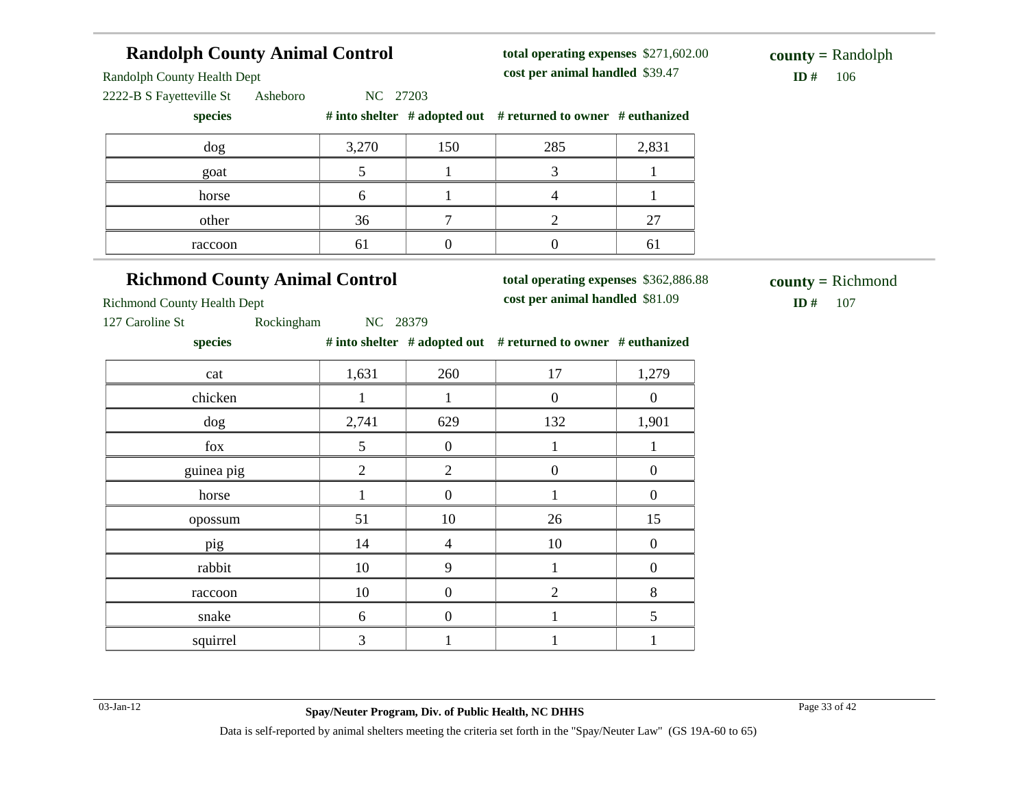## Randolph County Animal Control

Randolph County Health Dept
2222-B S Fayetteville St Asheboro NC 27203

**total operating expenses** $271,602.00
**cost per animal handled** $39.47

**county =** Randolph
**ID #** 106

| species | # into shelter | # adopted out | # returned to owner | # euthanized |
|---|---|---|---|---|
| dog | 3,270 | 150 | 285 | 2,831 |
| goat | 5 | 1 | 3 | 1 |
| horse | 6 | 1 | 4 | 1 |
| other | 36 | 7 | 2 | 27 |
| raccoon | 61 | 0 | 0 | 61 |

## Richmond County Animal Control

Richmond County Health Dept
127 Caroline St Rockingham NC 28379

**total operating expenses** $362,886.88
**cost per animal handled** $81.09

**county =** Richmond
**ID #** 107

| species | # into shelter | # adopted out | # returned to owner | # euthanized |
|---|---|---|---|---|
| cat | 1,631 | 260 | 17 | 1,279 |
| chicken | 1 | 1 | 0 | 0 |
| dog | 2,741 | 629 | 132 | 1,901 |
| fox | 5 | 0 | 1 | 1 |
| guinea pig | 2 | 2 | 0 | 0 |
| horse | 1 | 0 | 1 | 0 |
| opossum | 51 | 10 | 26 | 15 |
| pig | 14 | 4 | 10 | 0 |
| rabbit | 10 | 9 | 1 | 0 |
| raccoon | 10 | 0 | 2 | 8 |
| snake | 6 | 0 | 1 | 5 |
| squirrel | 3 | 1 | 1 | 1 |

Data is self-reported by animal shelters meeting the criteria set forth in the "Spay/Neuter Law" (GS 19A-60 to 65)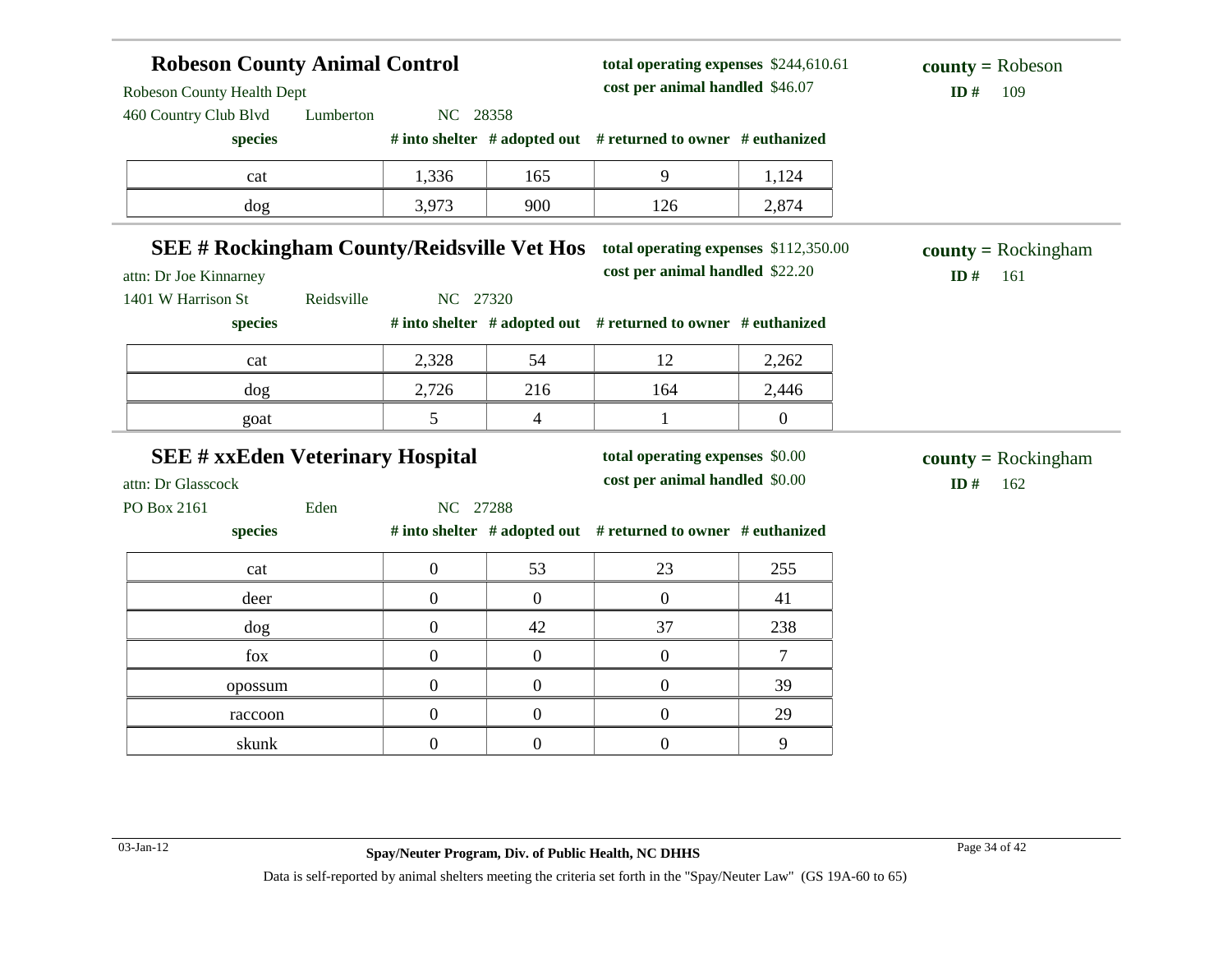## Robeson County Animal Control

Robeson County Health Dept
460 Country Club Blvd    Lumberton    NC 28358

**total operating expenses** $244,610.61
**cost per animal handled** $46.07

**county** = Robeson
**ID #** 109

| species | # into shelter | # adopted out | # returned to owner | # euthanized |
|---|---|---|---|---|
| cat | 1,336 | 165 | 9 | 1,124 |
| dog | 3,973 | 900 | 126 | 2,874 |

## SEE # Rockingham County/Reidsville Vet Hos

attn: Dr Joe Kinnarney
1401 W Harrison St    Reidsville    NC 27320

**total operating expenses** $112,350.00
**cost per animal handled** $22.20

**county** = Rockingham
**ID #** 161

| species | # into shelter | # adopted out | # returned to owner | # euthanized |
|---|---|---|---|---|
| cat | 2,328 | 54 | 12 | 2,262 |
| dog | 2,726 | 216 | 164 | 2,446 |
| goat | 5 | 4 | 1 | 0 |

## SEE # xxEden Veterinary Hospital

attn: Dr Glasscock
PO Box 2161    Eden    NC 27288

**total operating expenses** $0.00
**cost per animal handled** $0.00

**county** = Rockingham
**ID #** 162

| species | # into shelter | # adopted out | # returned to owner | # euthanized |
|---|---|---|---|---|
| cat | 0 | 53 | 23 | 255 |
| deer | 0 | 0 | 0 | 41 |
| dog | 0 | 42 | 37 | 238 |
| fox | 0 | 0 | 0 | 7 |
| opossum | 0 | 0 | 0 | 39 |
| raccoon | 0 | 0 | 0 | 29 |
| skunk | 0 | 0 | 0 | 9 |

Data is self-reported by animal shelters meeting the criteria set forth in the "Spay/Neuter Law" (GS 19A-60 to 65)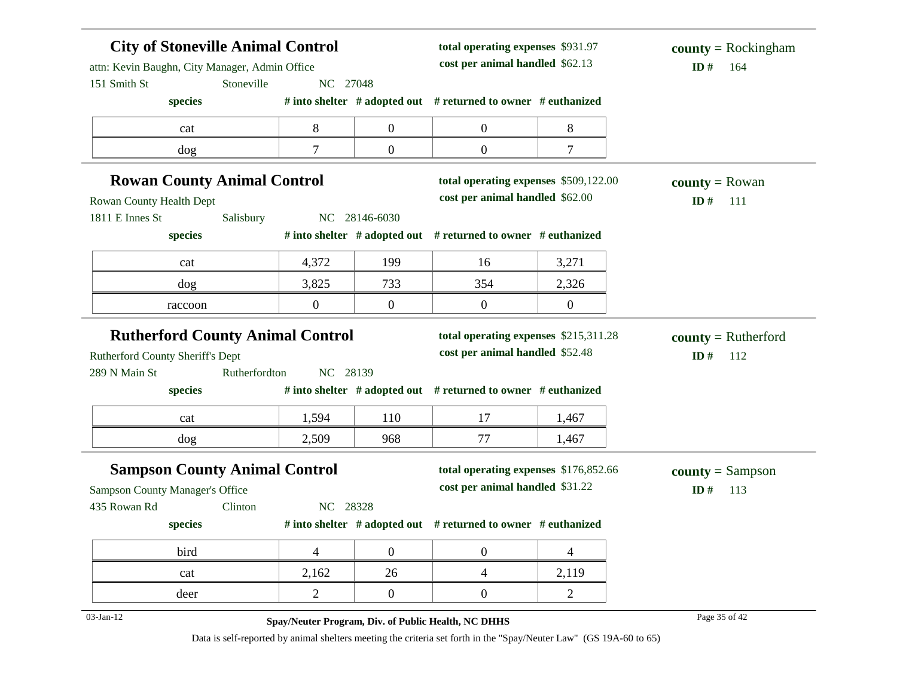## City of Stoneville Animal Control

attn: Kevin Baughn, City Manager, Admin Office
151 Smith St Stoneville NC 27048

**total operating expenses** $931.97
**cost per animal handled** $62.13

**county** = Rockingham
**ID #** 164

| species | # into shelter | # adopted out | # returned to owner | # euthanized |
|---|---|---|---|---|
| cat | 8 | 0 | 0 | 8 |
| dog | 7 | 0 | 0 | 7 |

## Rowan County Animal Control

Rowan County Health Dept
1811 E Innes St Salisbury NC 28146-6030

**total operating expenses** $509,122.00
**cost per animal handled** $62.00

**county** = Rowan
**ID #** 111

| species | # into shelter | # adopted out | # returned to owner | # euthanized |
|---|---|---|---|---|
| cat | 4,372 | 199 | 16 | 3,271 |
| dog | 3,825 | 733 | 354 | 2,326 |
| raccoon | 0 | 0 | 0 | 0 |

## Rutherford County Animal Control

Rutherford County Sheriff's Dept
289 N Main St Rutherfordton NC 28139

**total operating expenses** $215,311.28
**cost per animal handled** $52.48

**county** = Rutherford
**ID #** 112

| species | # into shelter | # adopted out | # returned to owner | # euthanized |
|---|---|---|---|---|
| cat | 1,594 | 110 | 17 | 1,467 |
| dog | 2,509 | 968 | 77 | 1,467 |

## Sampson County Animal Control

Sampson County Manager's Office
435 Rowan Rd Clinton NC 28328

**total operating expenses** $176,852.66
**cost per animal handled** $31.22

**county** = Sampson
**ID #** 113

| species | # into shelter | # adopted out | # returned to owner | # euthanized |
|---|---|---|---|---|
| bird | 4 | 0 | 0 | 4 |
| cat | 2,162 | 26 | 4 | 2,119 |
| deer | 2 | 0 | 0 | 2 |

Data is self-reported by animal shelters meeting the criteria set forth in the "Spay/Neuter Law" (GS 19A-60 to 65)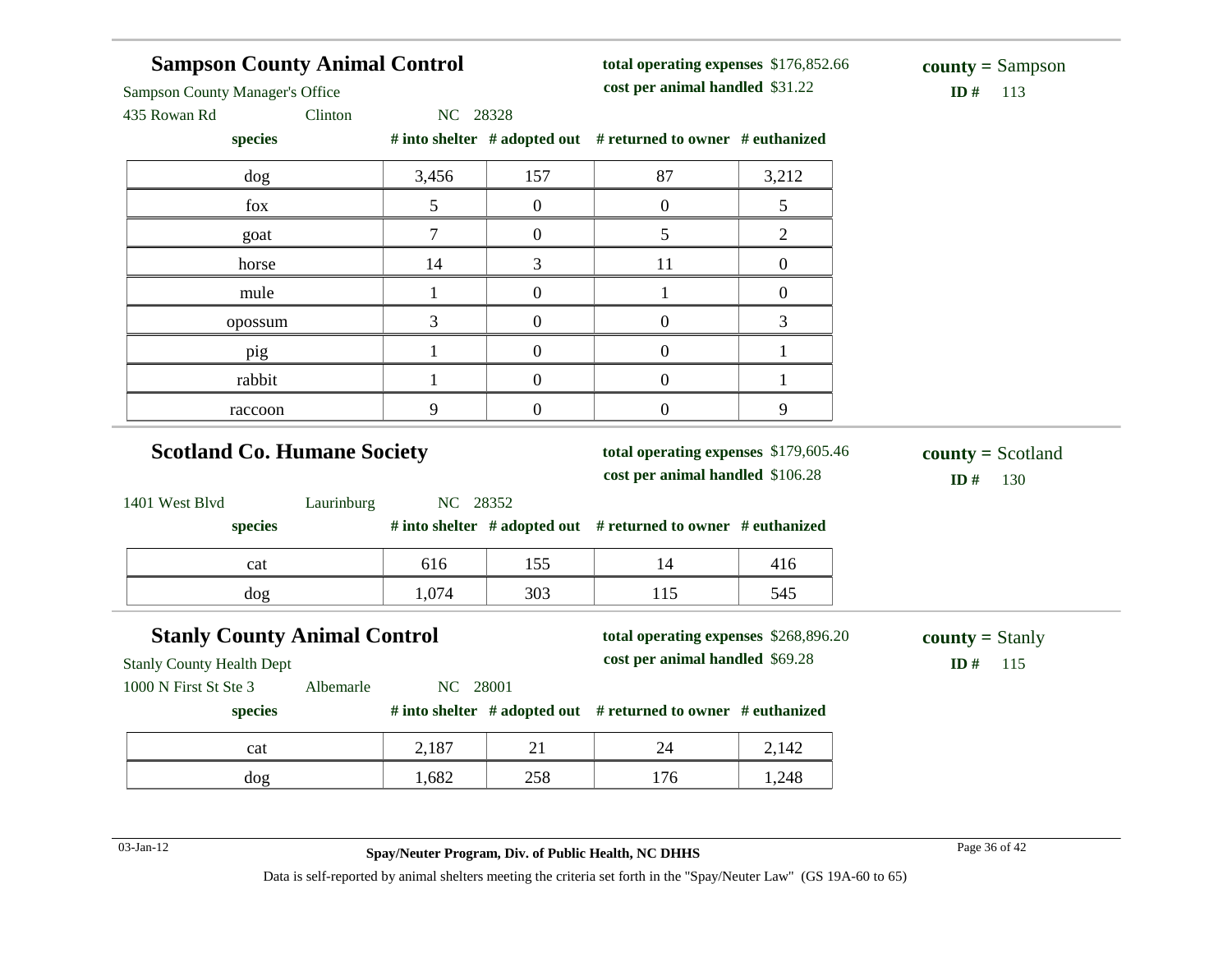## Sampson County Animal Control

Sampson County Manager's Office
435 Rowan Rd Clinton NC 28328

**total operating expenses** $176,852.66
**cost per animal handled** $31.22

**county =** Sampson
**ID #** 113

| species | # into shelter | # adopted out | # returned to owner | # euthanized |
|---|---|---|---|---|
| dog | 3,456 | 157 | 87 | 3,212 |
| fox | 5 | 0 | 0 | 5 |
| goat | 7 | 0 | 5 | 2 |
| horse | 14 | 3 | 11 | 0 |
| mule | 1 | 0 | 1 | 0 |
| opossum | 3 | 0 | 0 | 3 |
| pig | 1 | 0 | 0 | 1 |
| rabbit | 1 | 0 | 0 | 1 |
| raccoon | 9 | 0 | 0 | 9 |

## Scotland Co. Humane Society

1401 West Blvd Laurinburg NC 28352

**total operating expenses** $179,605.46
**cost per animal handled** $106.28

**county =** Scotland
**ID #** 130

| species | # into shelter | # adopted out | # returned to owner | # euthanized |
|---|---|---|---|---|
| cat | 616 | 155 | 14 | 416 |
| dog | 1,074 | 303 | 115 | 545 |

## Stanly County Animal Control

Stanly County Health Dept
1000 N First St Ste 3 Albemarle NC 28001

**total operating expenses** $268,896.20
**cost per animal handled** $69.28

**county =** Stanly
**ID #** 115

| species | # into shelter | # adopted out | # returned to owner | # euthanized |
|---|---|---|---|---|
| cat | 2,187 | 21 | 24 | 2,142 |
| dog | 1,682 | 258 | 176 | 1,248 |

Data is self-reported by animal shelters meeting the criteria set forth in the "Spay/Neuter Law" (GS 19A-60 to 65)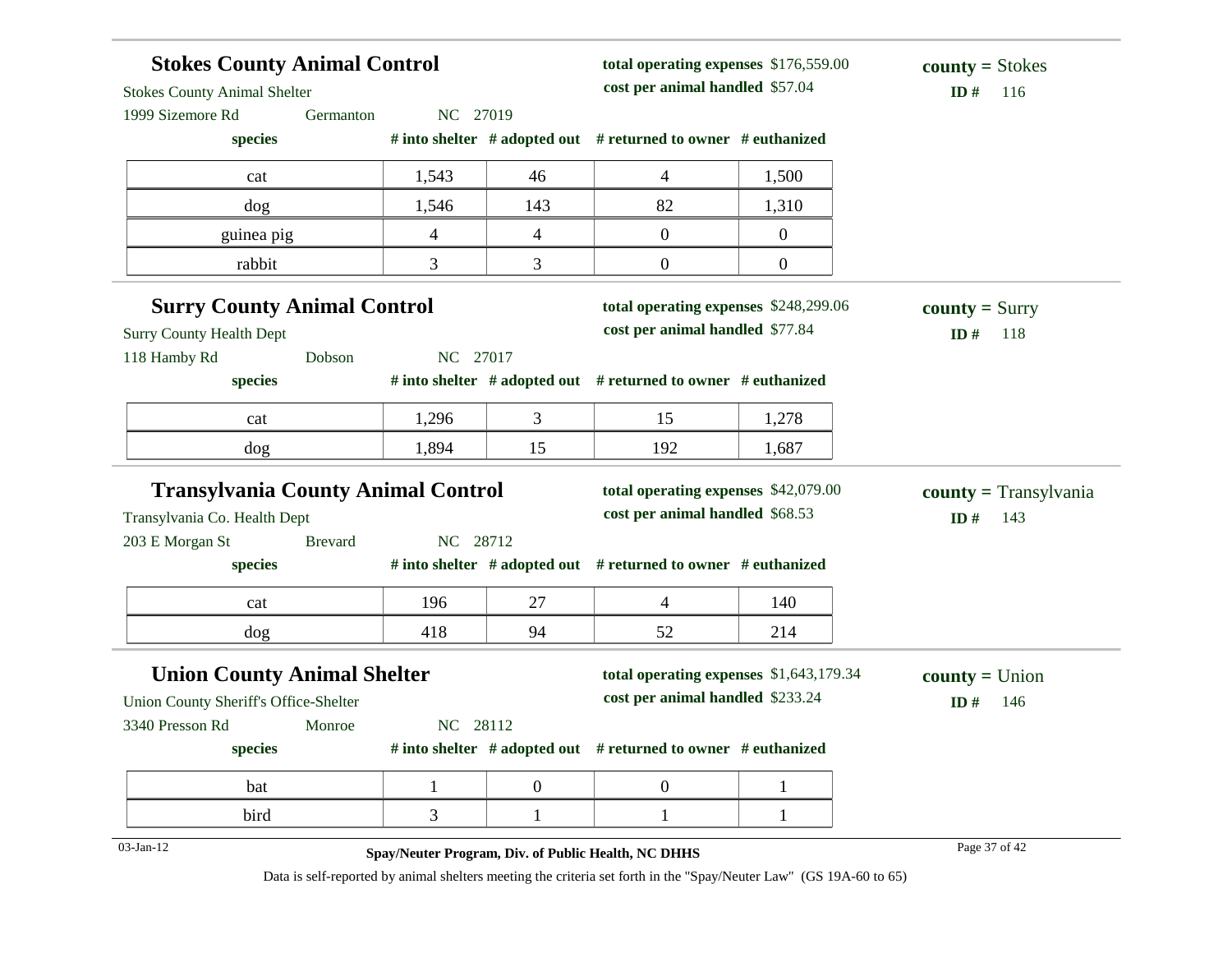## Stokes County Animal Control

Stokes County Animal Shelter
1999 Sizemore Rd Germanton NC 27019

**total operating expenses** $176,559.00
**cost per animal handled** $57.04

**county =** Stokes
**ID #** 116

| species | # into shelter | # adopted out | # returned to owner | # euthanized |
|---|---|---|---|---|
| cat | 1,543 | 46 | 4 | 1,500 |
| dog | 1,546 | 143 | 82 | 1,310 |
| guinea pig | 4 | 4 | 0 | 0 |
| rabbit | 3 | 3 | 0 | 0 |

## Surry County Animal Control

Surry County Health Dept
118 Hamby Rd Dobson NC 27017

**total operating expenses** $248,299.06
**cost per animal handled** $77.84

**county =** Surry
**ID #** 118

| species | # into shelter | # adopted out | # returned to owner | # euthanized |
|---|---|---|---|---|
| cat | 1,296 | 3 | 15 | 1,278 |
| dog | 1,894 | 15 | 192 | 1,687 |

## Transylvania County Animal Control

Transylvania Co. Health Dept
203 E Morgan St Brevard NC 28712

**total operating expenses** $42,079.00
**cost per animal handled** $68.53

**county =** Transylvania
**ID #** 143

| species | # into shelter | # adopted out | # returned to owner | # euthanized |
|---|---|---|---|---|
| cat | 196 | 27 | 4 | 140 |
| dog | 418 | 94 | 52 | 214 |

## Union County Animal Shelter

Union County Sheriff's Office-Shelter
3340 Presson Rd Monroe NC 28112

**total operating expenses** $1,643,179.34
**cost per animal handled** $233.24

**county =** Union
**ID #** 146

| species | # into shelter | # adopted out | # returned to owner | # euthanized |
|---|---|---|---|---|
| bat | 1 | 0 | 0 | 1 |
| bird | 3 | 1 | 1 | 1 |

03-Jan-12

**Spay/Neuter Program, Div. of Public Health, NC DHHS**

Data is self-reported by animal shelters meeting the criteria set forth in the "Spay/Neuter Law" (GS 19A-60 to 65)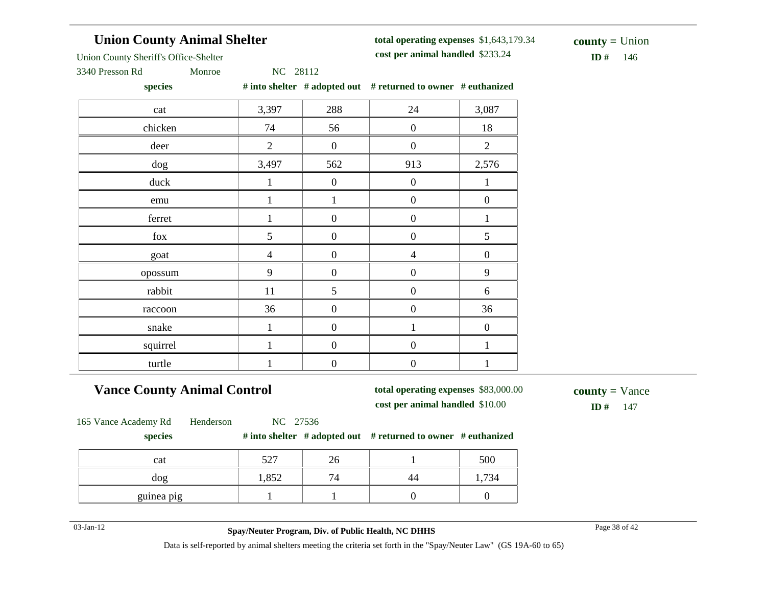## Union County Animal Shelter

Union County Sheriff's Office-Shelter

3340 Presson Rd Monroe NC 28112

**total operating expenses** $1,643,179.34

**cost per animal handled** $233.24

**county =** Union

**ID #** 146

| species | # into shelter | # adopted out | # returned to owner | # euthanized |
|---|---|---|---|---|
| cat | 3,397 | 288 | 24 | 3,087 |
| chicken | 74 | 56 | 0 | 18 |
| deer | 2 | 0 | 0 | 2 |
| dog | 3,497 | 562 | 913 | 2,576 |
| duck | 1 | 0 | 0 | 1 |
| emu | 1 | 1 | 0 | 0 |
| ferret | 1 | 0 | 0 | 1 |
| fox | 5 | 0 | 0 | 5 |
| goat | 4 | 0 | 4 | 0 |
| opossum | 9 | 0 | 0 | 9 |
| rabbit | 11 | 5 | 0 | 6 |
| raccoon | 36 | 0 | 0 | 36 |
| snake | 1 | 0 | 1 | 0 |
| squirrel | 1 | 0 | 0 | 1 |
| turtle | 1 | 0 | 0 | 1 |

## Vance County Animal Control

165 Vance Academy Rd Henderson NC 27536

**total operating expenses** $83,000.00

**cost per animal handled** $10.00

**county =** Vance

**ID #** 147

| species | # into shelter | # adopted out | # returned to owner | # euthanized |
|---|---|---|---|---|
| cat | 527 | 26 | 1 | 500 |
| dog | 1,852 | 74 | 44 | 1,734 |
| guinea pig | 1 | 1 | 0 | 0 |

03-Jan-12

**Spay/Neuter Program, Div. of Public Health, NC DHHS**

Data is self-reported by animal shelters meeting the criteria set forth in the "Spay/Neuter Law" (GS 19A-60 to 65)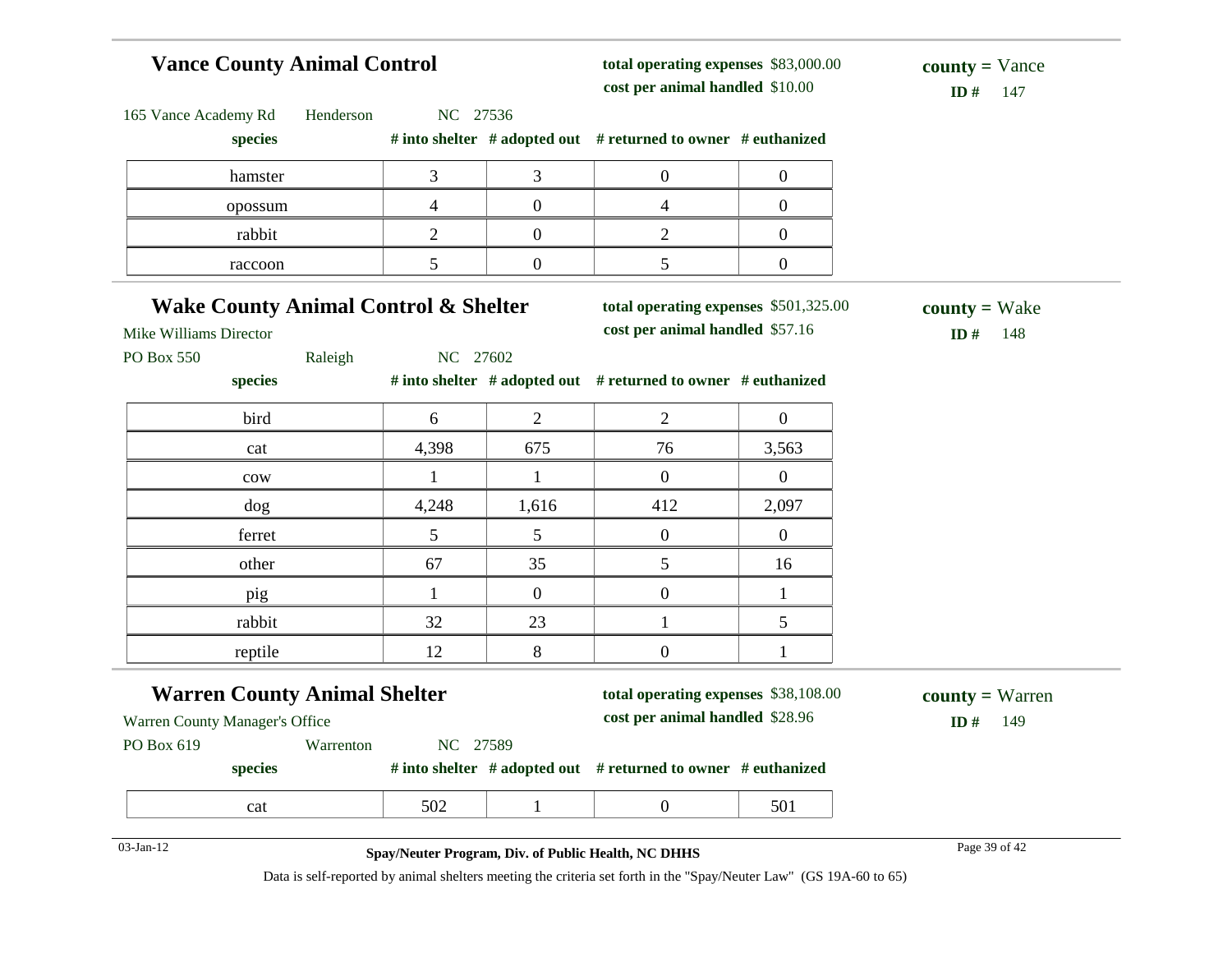## Vance County Animal Control

**total operating expenses** $83,000.00
**cost per animal handled** $10.00

**county =** Vance
**ID #** 147

165 Vance Academy Rd Henderson NC 27536

| species | # into shelter | # adopted out | # returned to owner | # euthanized |
|---|---|---|---|---|
| hamster | 3 | 3 | 0 | 0 |
| opossum | 4 | 0 | 4 | 0 |
| rabbit | 2 | 0 | 2 | 0 |
| raccoon | 5 | 0 | 5 | 0 |

## Wake County Animal Control & Shelter

**total operating expenses** $501,325.00
**cost per animal handled** $57.16

**county =** Wake
**ID #** 148

Mike Williams Director
PO Box 550 Raleigh NC 27602

| species | # into shelter | # adopted out | # returned to owner | # euthanized |
|---|---|---|---|---|
| bird | 6 | 2 | 2 | 0 |
| cat | 4,398 | 675 | 76 | 3,563 |
| cow | 1 | 1 | 0 | 0 |
| dog | 4,248 | 1,616 | 412 | 2,097 |
| ferret | 5 | 5 | 0 | 0 |
| other | 67 | 35 | 5 | 16 |
| pig | 1 | 0 | 0 | 1 |
| rabbit | 32 | 23 | 1 | 5 |
| reptile | 12 | 8 | 0 | 1 |

## Warren County Animal Shelter

**total operating expenses** $38,108.00
**cost per animal handled** $28.96

**county =** Warren
**ID #** 149

Warren County Manager's Office
PO Box 619 Warrenton NC 27589

| species | # into shelter | # adopted out | # returned to owner | # euthanized |
|---|---|---|---|---|
| cat | 502 | 1 | 0 | 501 |

Data is self-reported by animal shelters meeting the criteria set forth in the "Spay/Neuter Law" (GS 19A-60 to 65)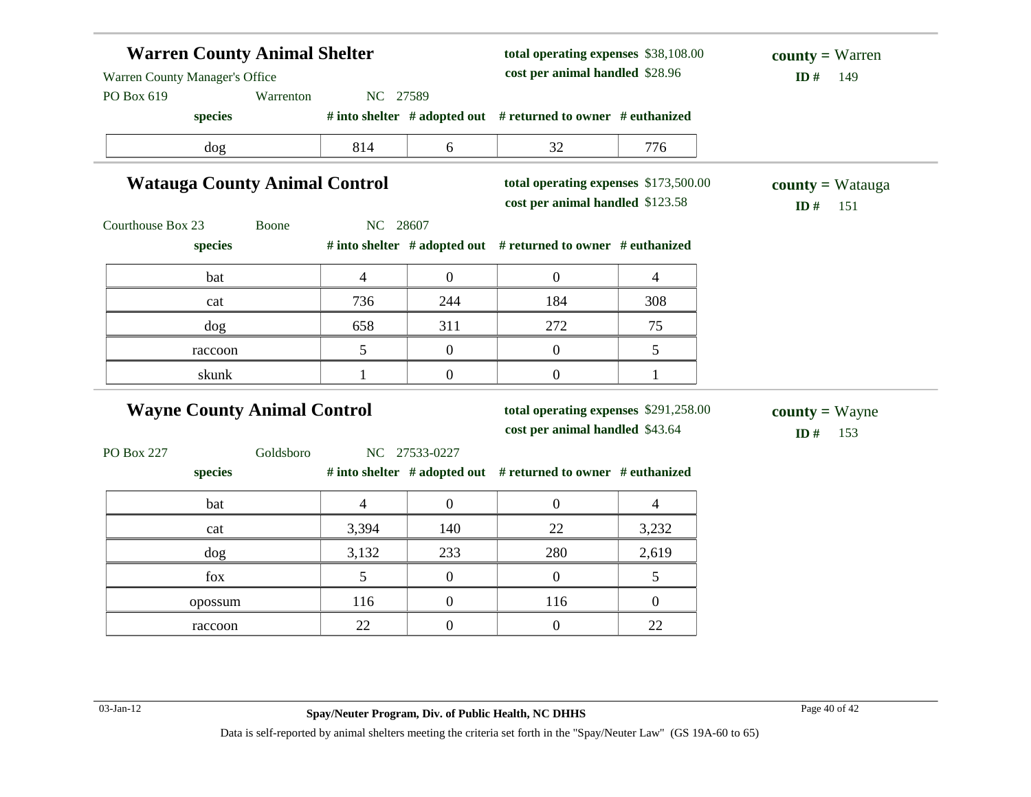## Warren County Animal Shelter

Warren County Manager's Office
PO Box 619 Warrenton NC 27589

**total operating expenses** $38,108.00
**cost per animal handled** $28.96

**county =** Warren
**ID #** 149

| species | # into shelter | # adopted out | # returned to owner | # euthanized |
|---|---|---|---|---|
| dog | 814 | 6 | 32 | 776 |

## Watauga County Animal Control

Courthouse Box 23 Boone NC 28607

**total operating expenses** $173,500.00
**cost per animal handled** $123.58

**county =** Watauga
**ID #** 151

| species | # into shelter | # adopted out | # returned to owner | # euthanized |
|---|---|---|---|---|
| bat | 4 | 0 | 0 | 4 |
| cat | 736 | 244 | 184 | 308 |
| dog | 658 | 311 | 272 | 75 |
| raccoon | 5 | 0 | 0 | 5 |
| skunk | 1 | 0 | 0 | 1 |

## Wayne County Animal Control

PO Box 227 Goldsboro NC 27533-0227

**total operating expenses** $291,258.00
**cost per animal handled** $43.64

**county =** Wayne
**ID #** 153

| species | # into shelter | # adopted out | # returned to owner | # euthanized |
|---|---|---|---|---|
| bat | 4 | 0 | 0 | 4 |
| cat | 3,394 | 140 | 22 | 3,232 |
| dog | 3,132 | 233 | 280 | 2,619 |
| fox | 5 | 0 | 0 | 5 |
| opossum | 116 | 0 | 116 | 0 |
| raccoon | 22 | 0 | 0 | 22 |

03-Jan-12

**Spay/Neuter Program, Div. of Public Health, NC DHHS**

Data is self-reported by animal shelters meeting the criteria set forth in the "Spay/Neuter Law" (GS 19A-60 to 65)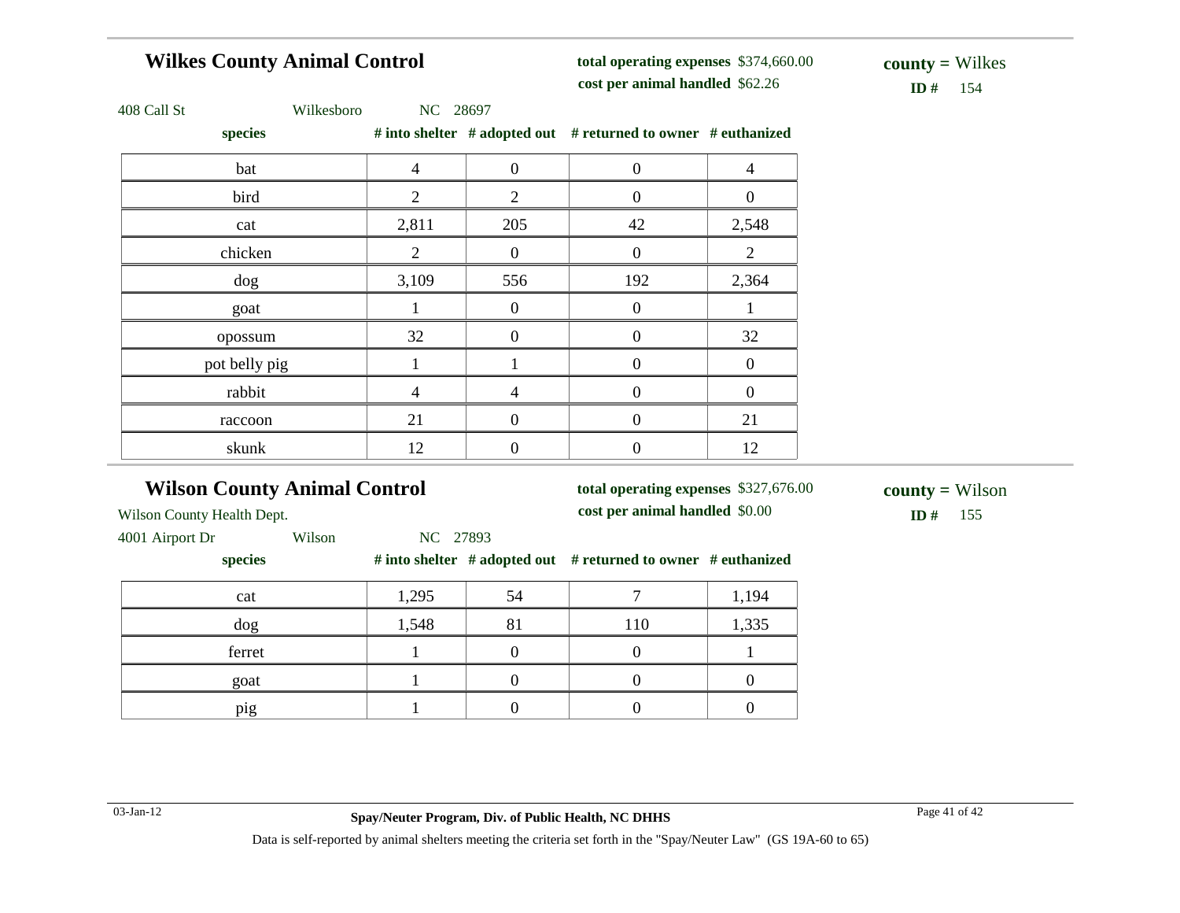## Wilkes County Animal Control

**total operating expenses** $374,660.00
**cost per animal handled** $62.26

**county =** Wilkes
**ID #** 154

408 Call St Wilkesboro NC 28697

| species | # into shelter | # adopted out | # returned to owner | # euthanized |
|---|---|---|---|---|
| bat | 4 | 0 | 0 | 4 |
| bird | 2 | 2 | 0 | 0 |
| cat | 2,811 | 205 | 42 | 2,548 |
| chicken | 2 | 0 | 0 | 2 |
| dog | 3,109 | 556 | 192 | 2,364 |
| goat | 1 | 0 | 0 | 1 |
| opossum | 32 | 0 | 0 | 32 |
| pot belly pig | 1 | 1 | 0 | 0 |
| rabbit | 4 | 4 | 0 | 0 |
| raccoon | 21 | 0 | 0 | 21 |
| skunk | 12 | 0 | 0 | 12 |

## Wilson County Animal Control

**total operating expenses** $327,676.00
**cost per animal handled** $0.00

**county =** Wilson
**ID #** 155

Wilson County Health Dept.
4001 Airport Dr Wilson NC 27893

| species | # into shelter | # adopted out | # returned to owner | # euthanized |
|---|---|---|---|---|
| cat | 1,295 | 54 | 7 | 1,194 |
| dog | 1,548 | 81 | 110 | 1,335 |
| ferret | 1 | 0 | 0 | 1 |
| goat | 1 | 0 | 0 | 0 |
| pig | 1 | 0 | 0 | 0 |

Data is self-reported by animal shelters meeting the criteria set forth in the "Spay/Neuter Law" (GS 19A-60 to 65)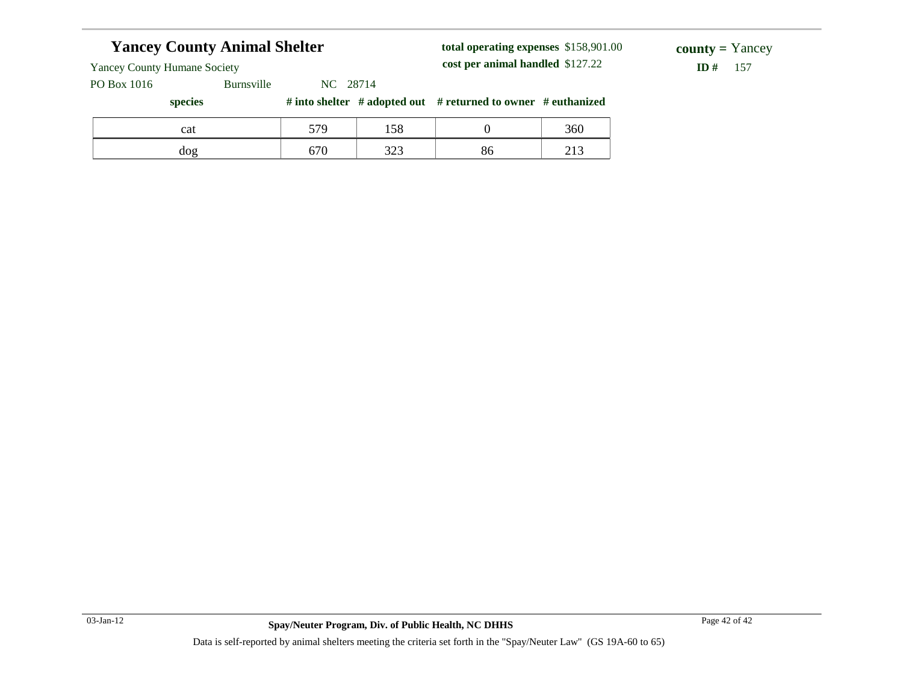## Yancey County Animal Shelter

Yancey County Humane Society

PO Box 1016 Burnsville NC 28714

**total operating expenses** $158,901.00

**cost per animal handled** $127.22

**county =** Yancey

**ID #** 157

| species | # into shelter | # adopted out | # returned to owner | # euthanized |
|---|---|---|---|---|
| cat | 579 | 158 | 0 | 360 |
| dog | 670 | 323 | 86 | 213 |

03-Jan-12

**Spay/Neuter Program, Div. of Public Health, NC DHHS**

Data is self-reported by animal shelters meeting the criteria set forth in the "Spay/Neuter Law" (GS 19A-60 to 65)